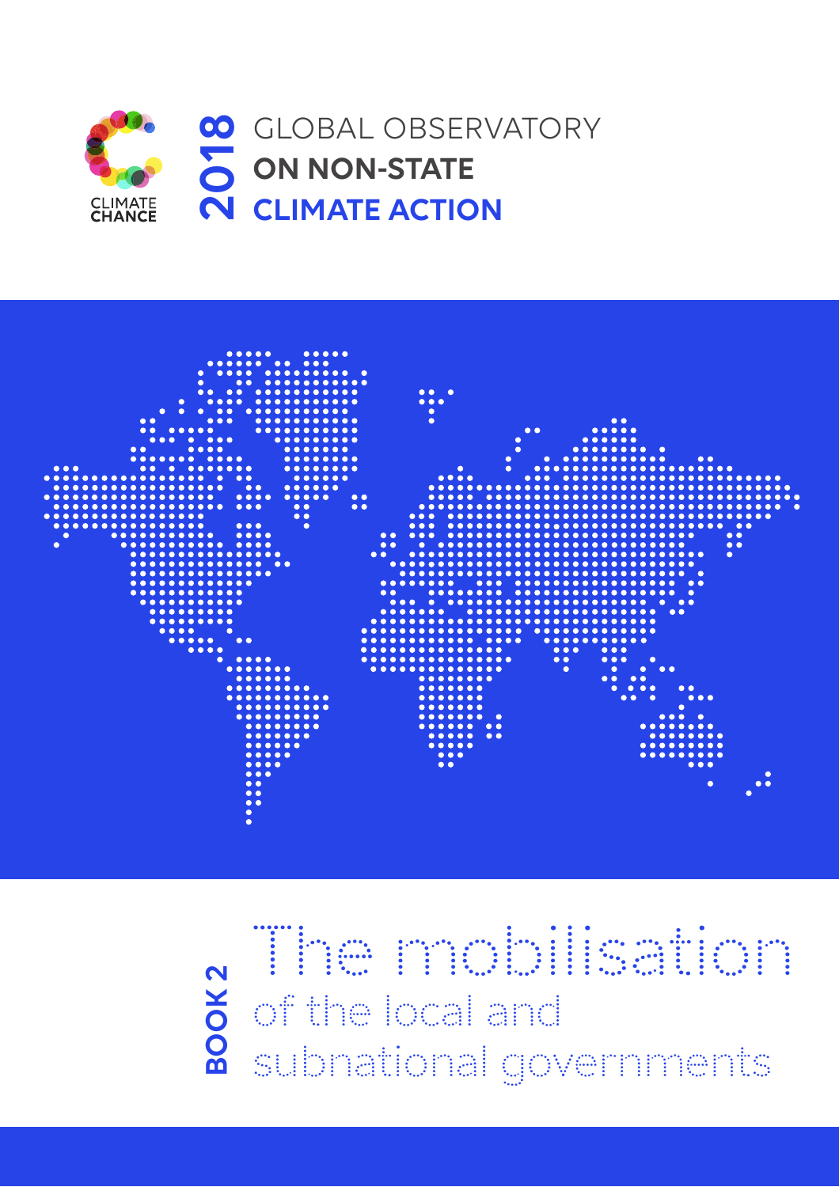CLIMATE CHANCE

# 2018 GLOBAL OBSERVATORY ON NON-STATE CLIMATE ACTION

BOOK 2

# The mobilisation of the local and subnational governments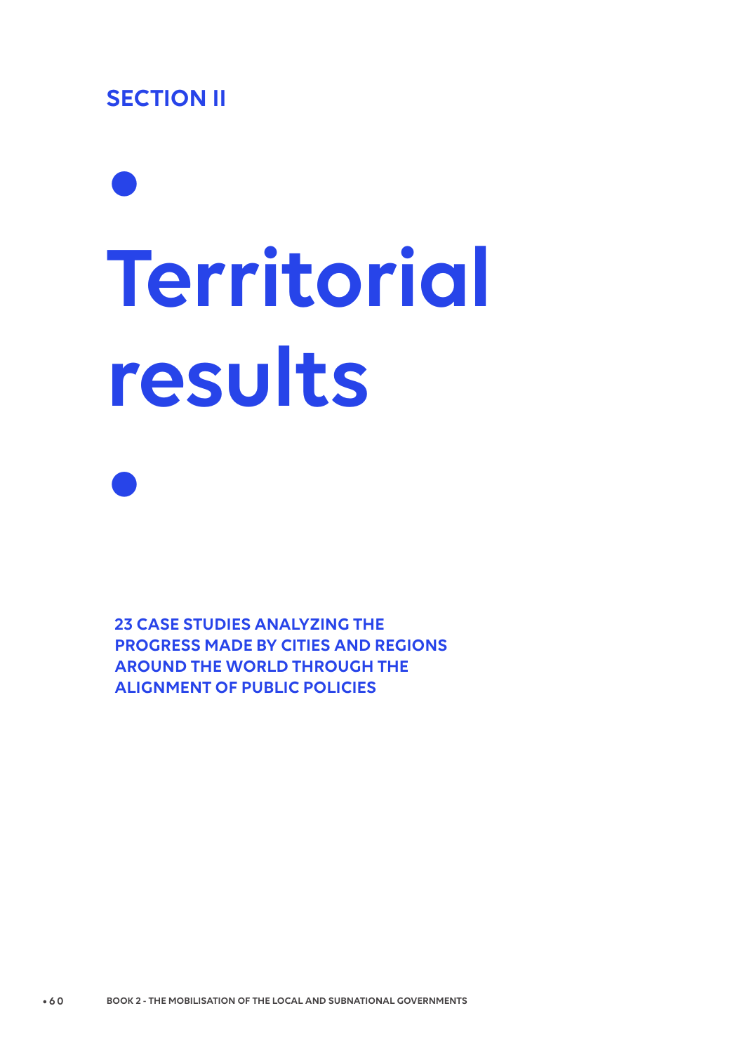## SECTION II

# Territorial results

**23 CASE STUDIES ANALYZING THE PROGRESS MADE BY CITIES AND REGIONS AROUND THE WORLD THROUGH THE ALIGNMENT OF PUBLIC POLICIES**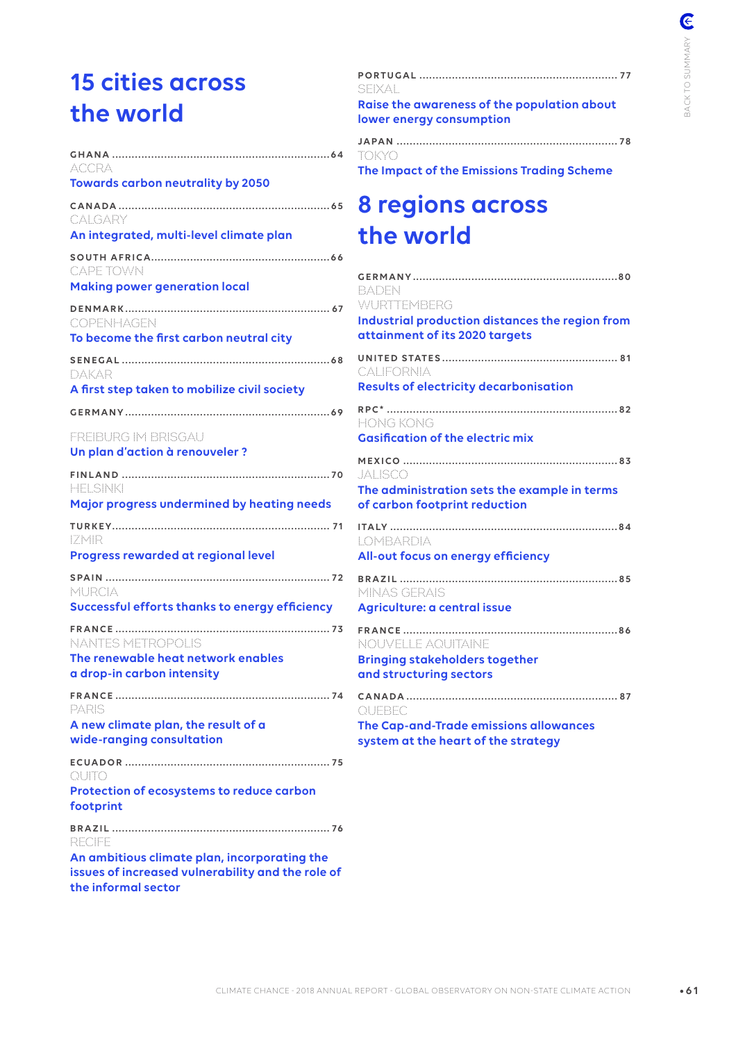# 15 cities across the world

**GHANA** ........ 64
ACCRA
**Towards carbon neutrality by 2050**

**CANADA** ........ 65
CALGARY
**An integrated, multi-level climate plan**

**SOUTH AFRICA** ........ 66
CAPE TOWN
**Making power generation local**

**DENMARK** ........ 67
COPENHAGEN
**To become the first carbon neutral city**

**SENEGAL** ........ 68
DAKAR
**A first step taken to mobilize civil society**

**GERMANY** ........ 69
FREIBURG IM BRISGAU
**Un plan d'action à renouveler ?**

**FINLAND** ........ 70
HELSINKI
**Major progress undermined by heating needs**

**TURKEY** ........ 71
IZMIR
**Progress rewarded at regional level**

**SPAIN** ........ 72
MURCIA
**Successful efforts thanks to energy efficiency**

**FRANCE** ........ 73
NANTES METROPOLIS
**The renewable heat network enables a drop-in carbon intensity**

**FRANCE** ........ 74
PARIS
**A new climate plan, the result of a wide-ranging consultation**

**ECUADOR** ........ 75
QUITO
**Protection of ecosystems to reduce carbon footprint**

**BRAZIL** ........ 76
RECIFE
**An ambitious climate plan, incorporating the issues of increased vulnerability and the role of the informal sector**

**PORTUGAL** ........ 77
SEIXAL
**Raise the awareness of the population about lower energy consumption**

**JAPAN** ........ 78
TOKYO
**The Impact of the Emissions Trading Scheme**

# 8 regions across the world

**GERMANY** ........ 80
BADEN WURTTEMBERG
**Industrial production distances the region from attainment of its 2020 targets**

**UNITED STATES** ........ 81
CALIFORNIA
**Results of electricity decarbonisation**

**RPC*** ........ 82
HONG KONG
**Gasification of the electric mix**

**MEXICO** ........ 83
JALISCO
**The administration sets the example in terms of carbon footprint reduction**

**ITALY** ........ 84
LOMBARDIA
**All-out focus on energy efficiency**

**BRAZIL** ........ 85
MINAS GERAIS
**Agriculture: a central issue**

**FRANCE** ........ 86
NOUVELLE AQUITAINE
**Bringing stakeholders together and structuring sectors**

**CANADA** ........ 87
QUEBEC
**The Cap-and-Trade emissions allowances system at the heart of the strategy**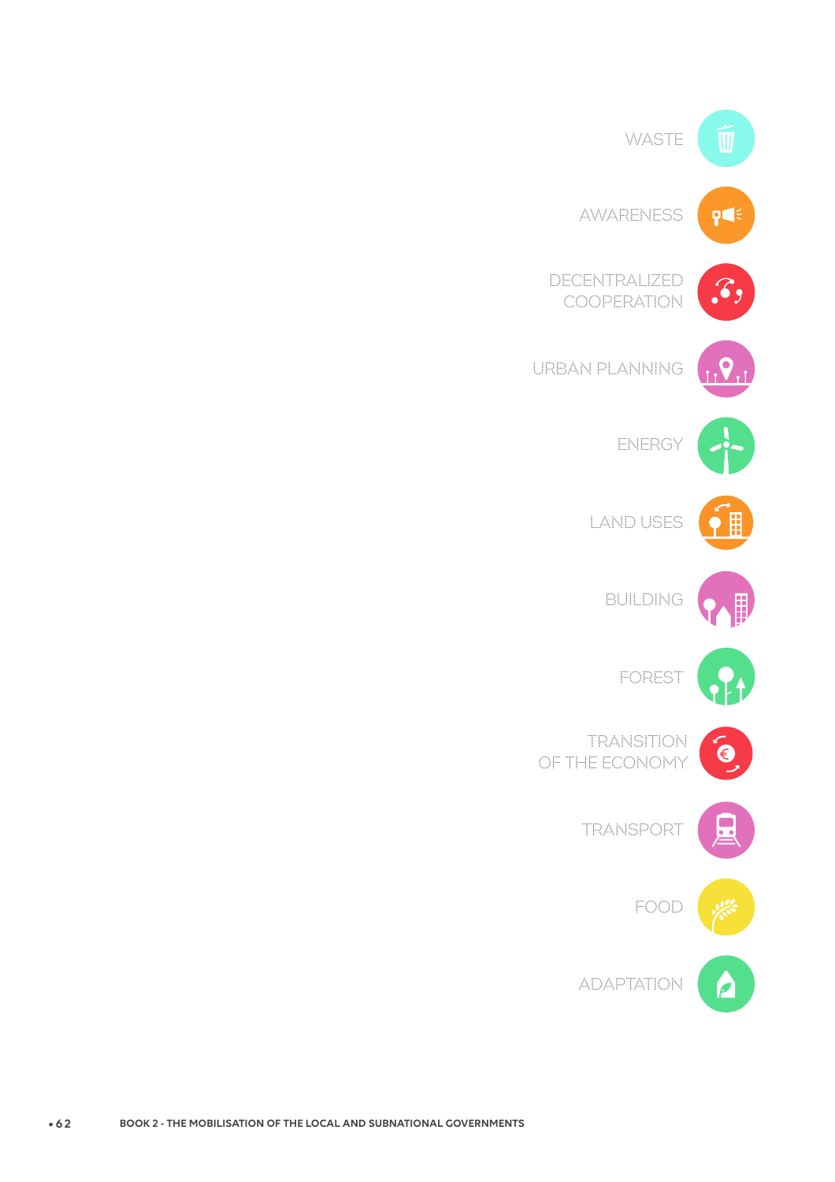WASTE

AWARENESS

DECENTRALIZED COOPERATION

URBAN PLANNING

ENERGY

LAND USES

BUILDING

FOREST

TRANSITION OF THE ECONOMY

TRANSPORT

FOOD

ADAPTATION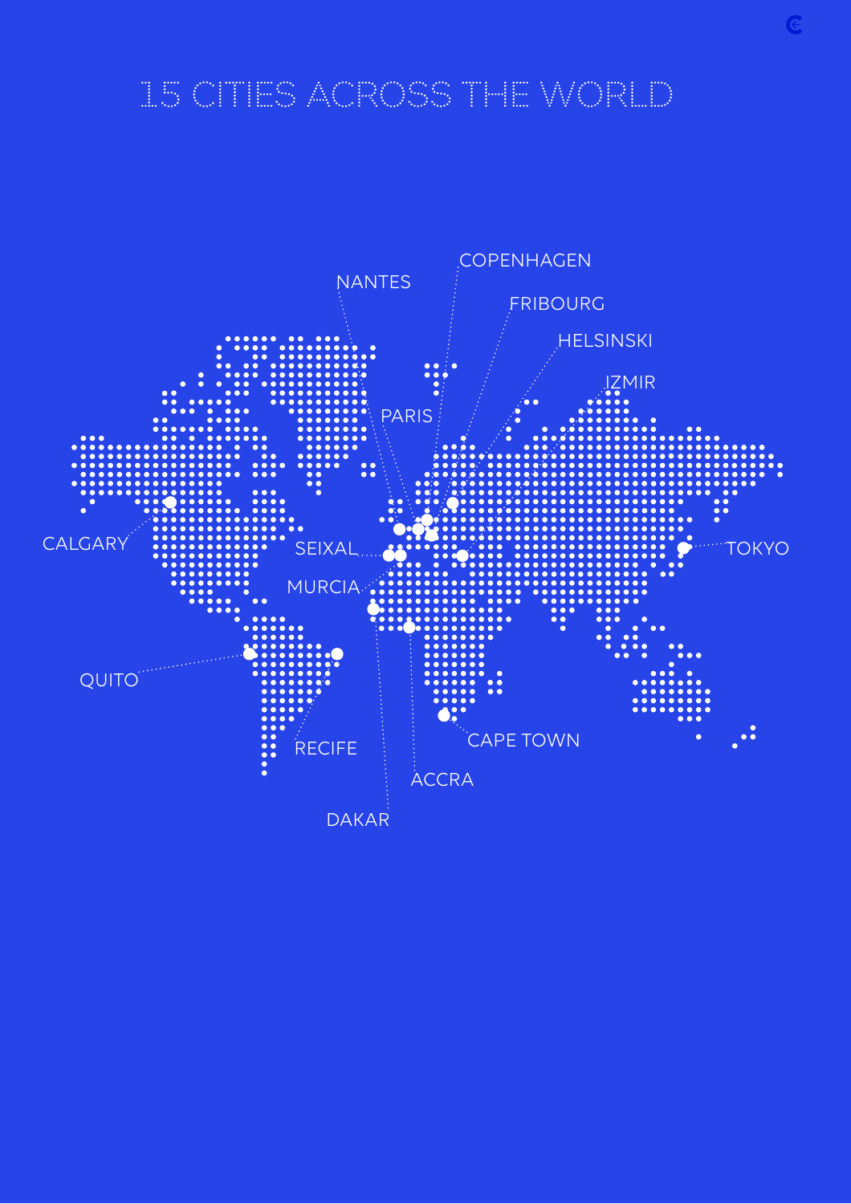# 15 CITIES ACROSS THE WORLD

NANTES

COPENHAGEN

FRIBOURG

HELSINSKI

IZMIR

PARIS

CALGARY

SEIXAL

MURCIA

TOKYO

QUITO

RECIFE

CAPE TOWN

ACCRA

DAKAR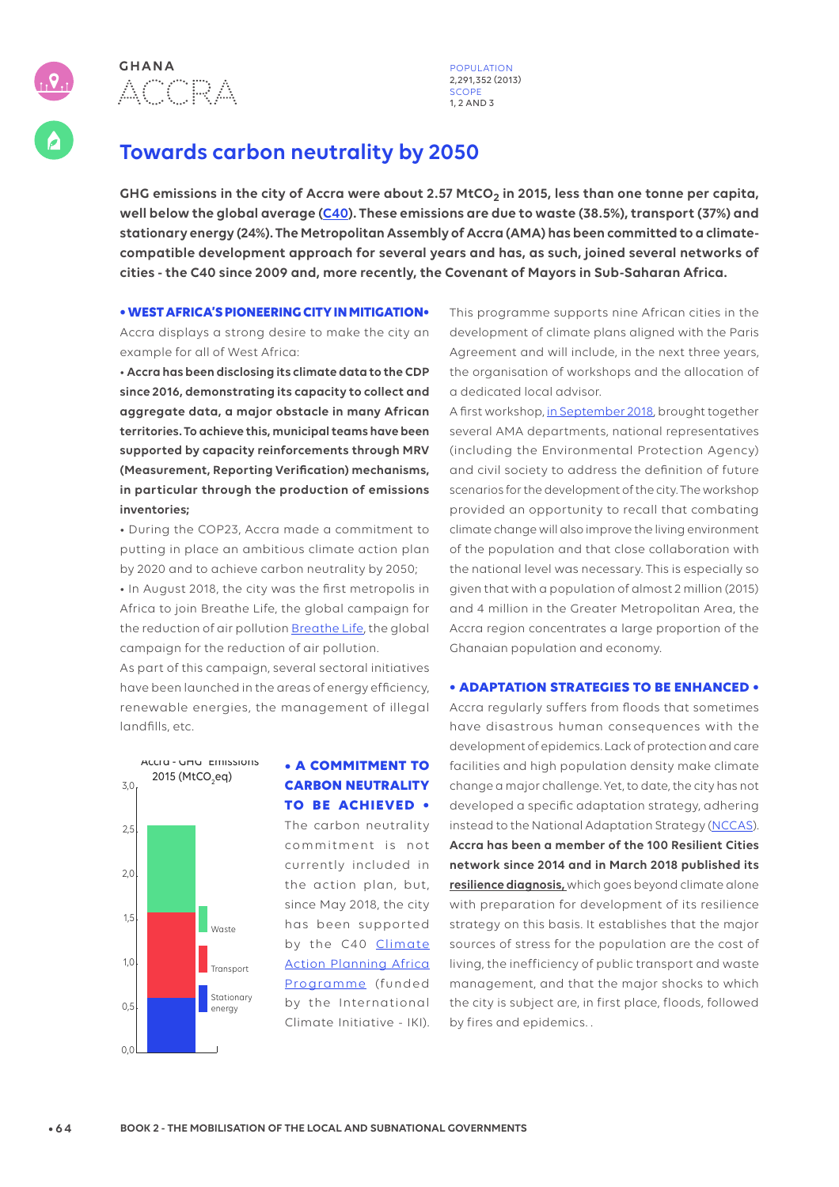GHANA

# ACCRA

POPULATION
2,291,352 (2013)
SCOPE
1, 2 AND 3

## Towards carbon neutrality by 2050

**GHG emissions in the city of Accra were about 2.57 $MtCO_2$ in 2015, less than one tonne per capita, well below the global average (C40). These emissions are due to waste (38.5%), transport (37%) and stationary energy (24%). The Metropolitan Assembly of Accra (AMA) has been committed to a climate-compatible development approach for several years and has, as such, joined several networks of cities - the C40 since 2009 and, more recently, the Covenant of Mayors in Sub-Saharan Africa.**

### • WEST AFRICA'S PIONEERING CITY IN MITIGATION •

Accra displays a strong desire to make the city an example for all of West Africa:

- **Accra has been disclosing its climate data to the CDP since 2016, demonstrating its capacity to collect and aggregate data, a major obstacle in many African territories. To achieve this, municipal teams have been supported by capacity reinforcements through MRV (Measurement, Reporting Verification) mechanisms, in particular through the production of emissions inventories;**
- During the COP23, Accra made a commitment to putting in place an ambitious climate action plan by 2020 and to achieve carbon neutrality by 2050;
- In August 2018, the city was the first metropolis in Africa to join Breathe Life, the global campaign for the reduction of air pollution Breathe Life, the global campaign for the reduction of air pollution.

As part of this campaign, several sectoral initiatives have been launched in the areas of energy efficiency, renewable energies, the management of illegal landfills, etc.

Accra - GHG Emissions 2015 ($MtCO_2eq$)

| | Emissions |
|---|---|
| Stationary energy | ~0.6 |
| Transport | ~0.95 |
| Waste | ~0.99 |

### • A COMMITMENT TO CARBON NEUTRALITY TO BE ACHIEVED •

The carbon neutrality commitment is not currently included in the action plan, but, since May 2018, the city has been supported by the C40 Climate Action Planning Africa Programme (funded by the International Climate Initiative - IKI).

This programme supports nine African cities in the development of climate plans aligned with the Paris Agreement and will include, in the next three years, the organisation of workshops and the allocation of a dedicated local advisor.

A first workshop, in September 2018, brought together several AMA departments, national representatives (including the Environmental Protection Agency) and civil society to address the definition of future scenarios for the development of the city. The workshop provided an opportunity to recall that combating climate change will also improve the living environment of the population and that close collaboration with the national level was necessary. This is especially so given that with a population of almost 2 million (2015) and 4 million in the Greater Metropolitan Area, the Accra region concentrates a large proportion of the Ghanaian population and economy.

### • ADAPTATION STRATEGIES TO BE ENHANCED •

Accra regularly suffers from floods that sometimes have disastrous human consequences with the development of epidemics. Lack of protection and care facilities and high population density make climate change a major challenge. Yet, to date, the city has not developed a specific adaptation strategy, adhering instead to the National Adaptation Strategy (NCCAS). **Accra has been a member of the 100 Resilient Cities network since 2014 and in March 2018 published its resilience diagnosis,** which goes beyond climate alone with preparation for development of its resilience strategy on this basis. It establishes that the major sources of stress for the population are the cost of living, the inefficiency of public transport and waste management, and that the major shocks to which the city is subject are, in first place, floods, followed by fires and epidemics. .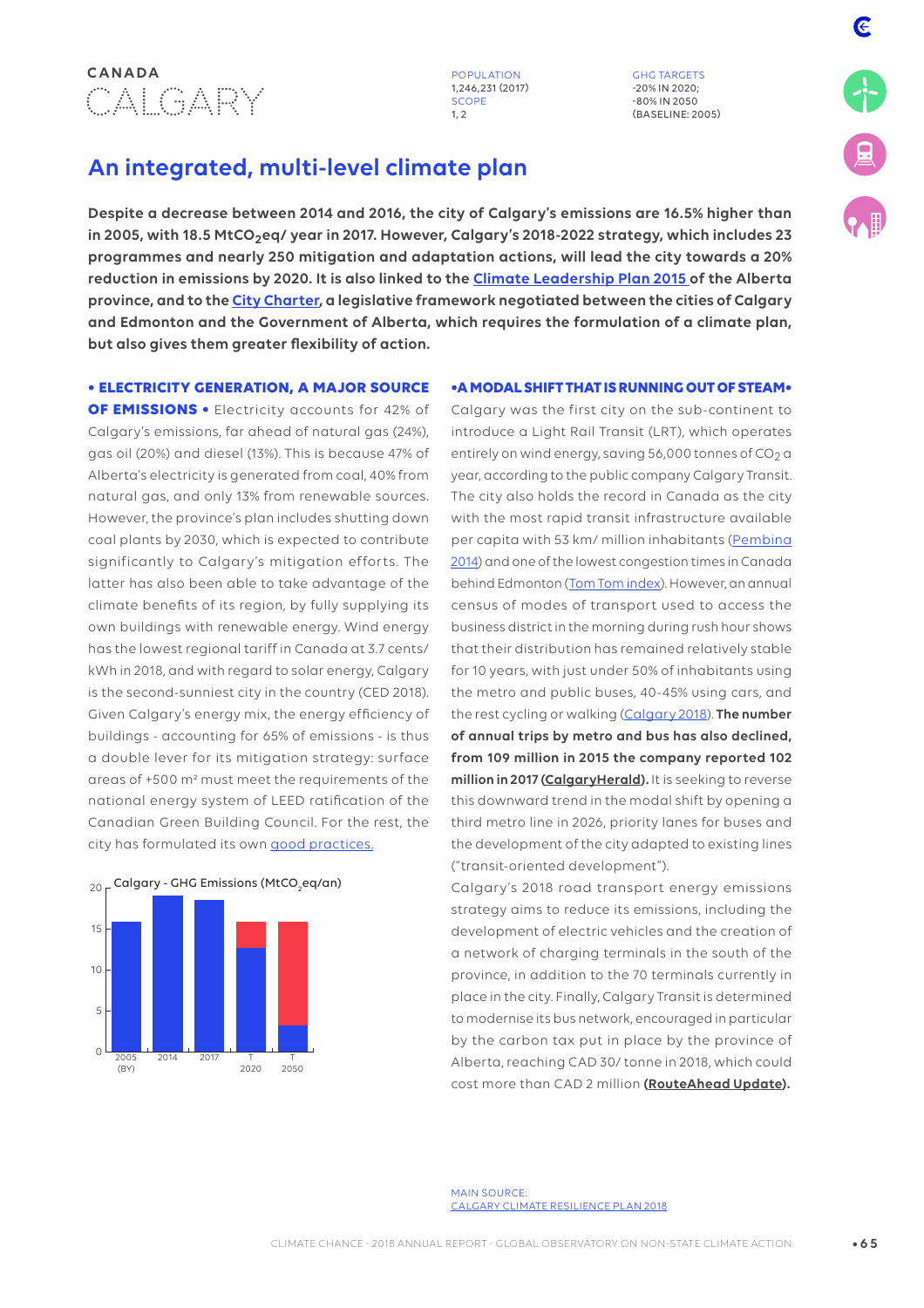CANADA

# CALGARY

POPULATION
1,246,231 (2017)
SCOPE
1, 2

GHG TARGETS
-20% IN 2020;
-80% IN 2050
(BASELINE: 2005)

## An integrated, multi-level climate plan

**Despite a decrease between 2014 and 2016, the city of Calgary's emissions are 16.5% higher than in 2005, with 18.5 $MtCO_2eq$/ year in 2017. However, Calgary's 2018-2022 strategy, which includes 23 programmes and nearly 250 mitigation and adaptation actions, will lead the city towards a 20% reduction in emissions by 2020. It is also linked to the Climate Leadership Plan 2015 of the Alberta province, and to the City Charter, a legislative framework negotiated between the cities of Calgary and Edmonton and the Government of Alberta, which requires the formulation of a climate plan, but also gives them greater flexibility of action.**

**• ELECTRICITY GENERATION, A MAJOR SOURCE OF EMISSIONS •** Electricity accounts for 42% of Calgary's emissions, far ahead of natural gas (24%), gas oil (20%) and diesel (13%). This is because 47% of Alberta's electricity is generated from coal, 40% from natural gas, and only 13% from renewable sources. However, the province's plan includes shutting down coal plants by 2030, which is expected to contribute significantly to Calgary's mitigation efforts. The latter has also been able to take advantage of the climate benefits of its region, by fully supplying its own buildings with renewable energy. Wind energy has the lowest regional tariff in Canada at 3.7 cents/ kWh in 2018, and with regard to solar energy, Calgary is the second-sunniest city in the country (CED 2018). Given Calgary's energy mix, the energy efficiency of buildings - accounting for 65% of emissions - is thus a double lever for its mitigation strategy: surface areas of +500 m² must meet the requirements of the national energy system of LEED ratification of the Canadian Green Building Council. For the rest, the city has formulated its own good practices.

Calgary - GHG Emissions ($MtCO_2eq$/an)

Chart axis: 0, 5, 10, 15, 20; bars: 2005 (BY), 2014, 2017, T 2020, T 2050

**•A MODAL SHIFT THAT IS RUNNING OUT OF STEAM•** Calgary was the first city on the sub-continent to introduce a Light Rail Transit (LRT), which operates entirely on wind energy, saving 56,000 tonnes of $CO_2$ a year, according to the public company Calgary Transit. The city also holds the record in Canada as the city with the most rapid transit infrastructure available per capita with 53 km/ million inhabitants (Pembina 2014) and one of the lowest congestion times in Canada behind Edmonton (Tom Tom index). However, an annual census of modes of transport used to access the business district in the morning during rush hour shows that their distribution has remained relatively stable for 10 years, with just under 50% of inhabitants using the metro and public buses, 40-45% using cars, and the rest cycling or walking (Calgary 2018). **The number of annual trips by metro and bus has also declined, from 109 million in 2015 the company reported 102 million in 2017 (CalgaryHerald).** It is seeking to reverse this downward trend in the modal shift by opening a third metro line in 2026, priority lanes for buses and the development of the city adapted to existing lines ("transit-oriented development").

Calgary's 2018 road transport energy emissions strategy aims to reduce its emissions, including the development of electric vehicles and the creation of a network of charging terminals in the south of the province, in addition to the 70 terminals currently in place in the city. Finally, Calgary Transit is determined to modernise its bus network, encouraged in particular by the carbon tax put in place by the province of Alberta, reaching CAD 30/ tonne in 2018, which could cost more than CAD 2 million **(RouteAhead Update).**

MAIN SOURCE:
CALGARY CLIMATE RESILIENCE PLAN 2018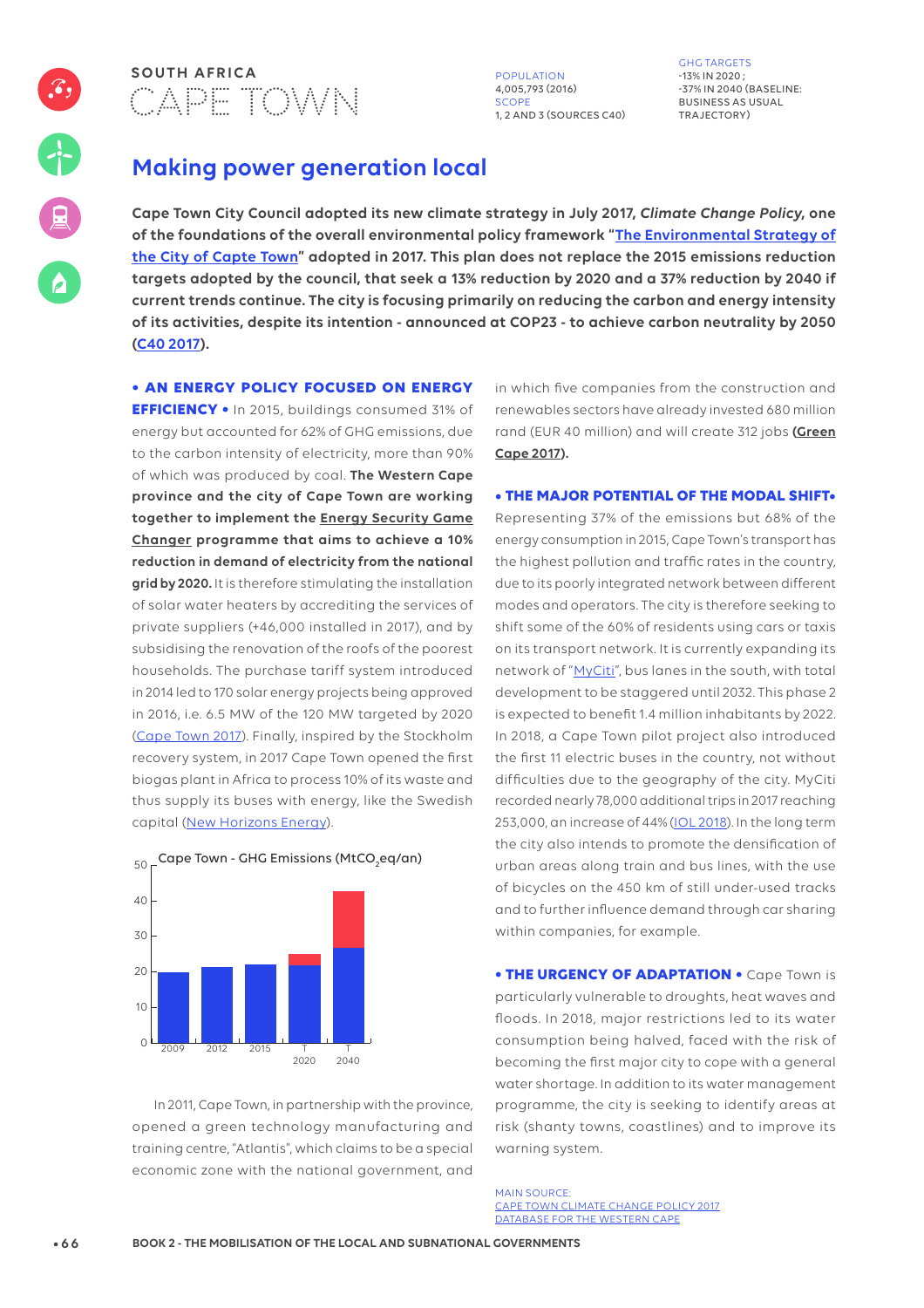SOUTH AFRICA
# CAPE TOWN

POPULATION
4,005,793 (2016)
SCOPE
1, 2 AND 3 (SOURCES C40)

GHG TARGETS
-13% IN 2020 ;
-37% IN 2040 (BASELINE: BUSINESS AS USUAL TRAJECTORY)

## Making power generation local

**Cape Town City Council adopted its new climate strategy in July 2017, *Climate Change Policy*, one of the foundations of the overall environmental policy framework "The Environmental Strategy of the City of Capte Town" adopted in 2017. This plan does not replace the 2015 emissions reduction targets adopted by the council, that seek a 13% reduction by 2020 and a 37% reduction by 2040 if current trends continue. The city is focusing primarily on reducing the carbon and energy intensity of its activities, despite its intention - announced at COP23 - to achieve carbon neutrality by 2050 (C40 2017).**

**• AN ENERGY POLICY FOCUSED ON ENERGY EFFICIENCY •** In 2015, buildings consumed 31% of energy but accounted for 62% of GHG emissions, due to the carbon intensity of electricity, more than 90% of which was produced by coal. **The Western Cape province and the city of Cape Town are working together to implement the Energy Security Game Changer programme that aims to achieve a 10% reduction in demand of electricity from the national grid by 2020.** It is therefore stimulating the installation of solar water heaters by accrediting the services of private suppliers (+46,000 installed in 2017), and by subsidising the renovation of the roofs of the poorest households. The purchase tariff system introduced in 2014 led to 170 solar energy projects being approved in 2016, i.e. 6.5 MW of the 120 MW targeted by 2020 (Cape Town 2017). Finally, inspired by the Stockholm recovery system, in 2017 Cape Town opened the first biogas plant in Africa to process 10% of its waste and thus supply its buses with energy, like the Swedish capital (New Horizons Energy).

Cape Town - GHG Emissions ($MtCO_2eq$/an)

| Year | Emissions (approx.) | Additional (red) |
|---|---|---|
| 2009 | ~20 | |
| 2012 | ~21 | |
| 2015 | ~22 | |
| T 2020 | ~22 | ~3 |
| T 2040 | ~27 | ~16 |

In 2011, Cape Town, in partnership with the province, opened a green technology manufacturing and training centre, "Atlantis", which claims to be a special economic zone with the national government, and in which five companies from the construction and renewables sectors have already invested 680 million rand (EUR 40 million) and will create 312 jobs (**Green Cape 2017**).

**• THE MAJOR POTENTIAL OF THE MODAL SHIFT•** Representing 37% of the emissions but 68% of the energy consumption in 2015, Cape Town's transport has the highest pollution and traffic rates in the country, due to its poorly integrated network between different modes and operators. The city is therefore seeking to shift some of the 60% of residents using cars or taxis on its transport network. It is currently expanding its network of "MyCiti", bus lanes in the south, with total development to be staggered until 2032. This phase 2 is expected to benefit 1.4 million inhabitants by 2022. In 2018, a Cape Town pilot project also introduced the first 11 electric buses in the country, not without difficulties due to the geography of the city. MyCiti recorded nearly 78,000 additional trips in 2017 reaching 253,000, an increase of 44% (IOL 2018). In the long term the city also intends to promote the densification of urban areas along train and bus lines, with the use of bicycles on the 450 km of still under-used tracks and to further influence demand through car sharing within companies, for example.

**• THE URGENCY OF ADAPTATION •** Cape Town is particularly vulnerable to droughts, heat waves and floods. In 2018, major restrictions led to its water consumption being halved, faced with the risk of becoming the first major city to cope with a general water shortage. In addition to its water management programme, the city is seeking to identify areas at risk (shanty towns, coastlines) and to improve its warning system.

MAIN SOURCE:
CAPE TOWN CLIMATE CHANGE POLICY 2017
DATABASE FOR THE WESTERN CAPE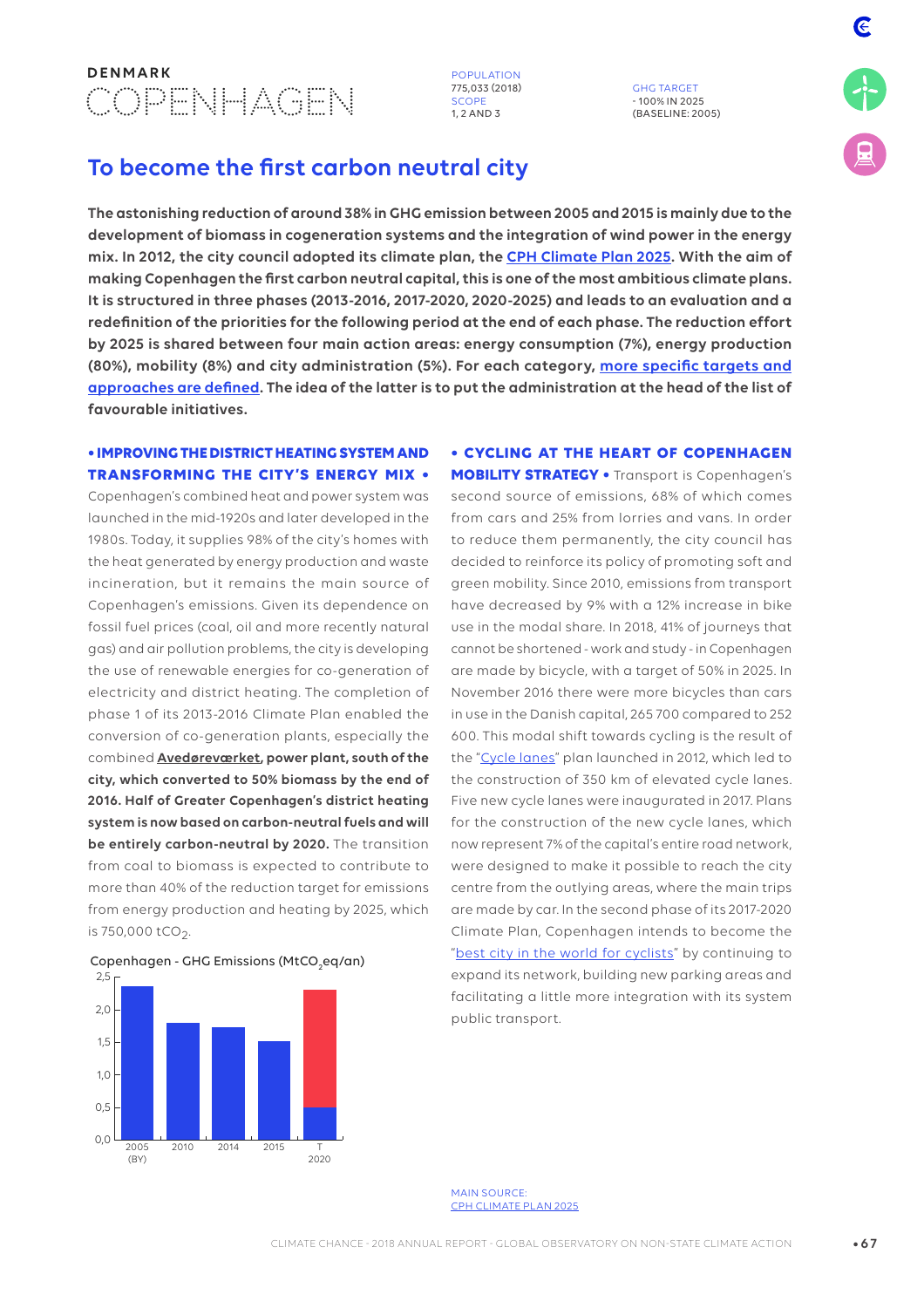DENMARK

# COPENHAGEN

POPULATION
775,033 (2018)
SCOPE
1, 2 AND 3

GHG TARGET
- 100% IN 2025
(BASELINE: 2005)

## To become the first carbon neutral city

**The astonishing reduction of around 38% in GHG emission between 2005 and 2015 is mainly due to the development of biomass in cogeneration systems and the integration of wind power in the energy mix. In 2012, the city council adopted its climate plan, the CPH Climate Plan 2025. With the aim of making Copenhagen the first carbon neutral capital, this is one of the most ambitious climate plans. It is structured in three phases (2013-2016, 2017-2020, 2020-2025) and leads to an evaluation and a redefinition of the priorities for the following period at the end of each phase. The reduction effort by 2025 is shared between four main action areas: energy consumption (7%), energy production (80%), mobility (8%) and city administration (5%). For each category, more specific targets and approaches are defined. The idea of the latter is to put the administration at the head of the list of favourable initiatives.**

**• IMPROVING THE DISTRICT HEATING SYSTEM AND TRANSFORMING THE CITY'S ENERGY MIX •** Copenhagen's combined heat and power system was launched in the mid-1920s and later developed in the 1980s. Today, it supplies 98% of the city's homes with the heat generated by energy production and waste incineration, but it remains the main source of Copenhagen's emissions. Given its dependence on fossil fuel prices (coal, oil and more recently natural gas) and air pollution problems, the city is developing the use of renewable energies for co-generation of electricity and district heating. The completion of phase 1 of its 2013-2016 Climate Plan enabled the conversion of co-generation plants, especially the combined **Avedøreværket, power plant, south of the city, which converted to 50% biomass by the end of 2016. Half of Greater Copenhagen's district heating system is now based on carbon-neutral fuels and will be entirely carbon-neutral by 2020.** The transition from coal to biomass is expected to contribute to more than 40% of the reduction target for emissions from energy production and heating by 2025, which is 750,000 $tCO_2$.

Copenhagen - GHG Emissions ($MtCO_2eq$/an)

| Year | Emissions |
|---|---|
| 2005 (BY) | ~2.35 |
| 2010 | ~1.8 |
| 2014 | ~1.75 |
| 2015 | ~1.5 |
| T 2020 | ~0.5 (total bar ~2.3) |

**• CYCLING AT THE HEART OF COPENHAGEN MOBILITY STRATEGY •** Transport is Copenhagen's second source of emissions, 68% of which comes from cars and 25% from lorries and vans. In order to reduce them permanently, the city council has decided to reinforce its policy of promoting soft and green mobility. Since 2010, emissions from transport have decreased by 9% with a 12% increase in bike use in the modal share. In 2018, 41% of journeys that cannot be shortened - work and study - in Copenhagen are made by bicycle, with a target of 50% in 2025. In November 2016 there were more bicycles than cars in use in the Danish capital, 265 700 compared to 252 600. This modal shift towards cycling is the result of the "Cycle lanes" plan launched in 2012, which led to the construction of 350 km of elevated cycle lanes. Five new cycle lanes were inaugurated in 2017. Plans for the construction of the new cycle lanes, which now represent 7% of the capital's entire road network, were designed to make it possible to reach the city centre from the outlying areas, where the main trips are made by car. In the second phase of its 2017-2020 Climate Plan, Copenhagen intends to become the "best city in the world for cyclists" by continuing to expand its network, building new parking areas and facilitating a little more integration with its system public transport.

MAIN SOURCE:
CPH CLIMATE PLAN 2025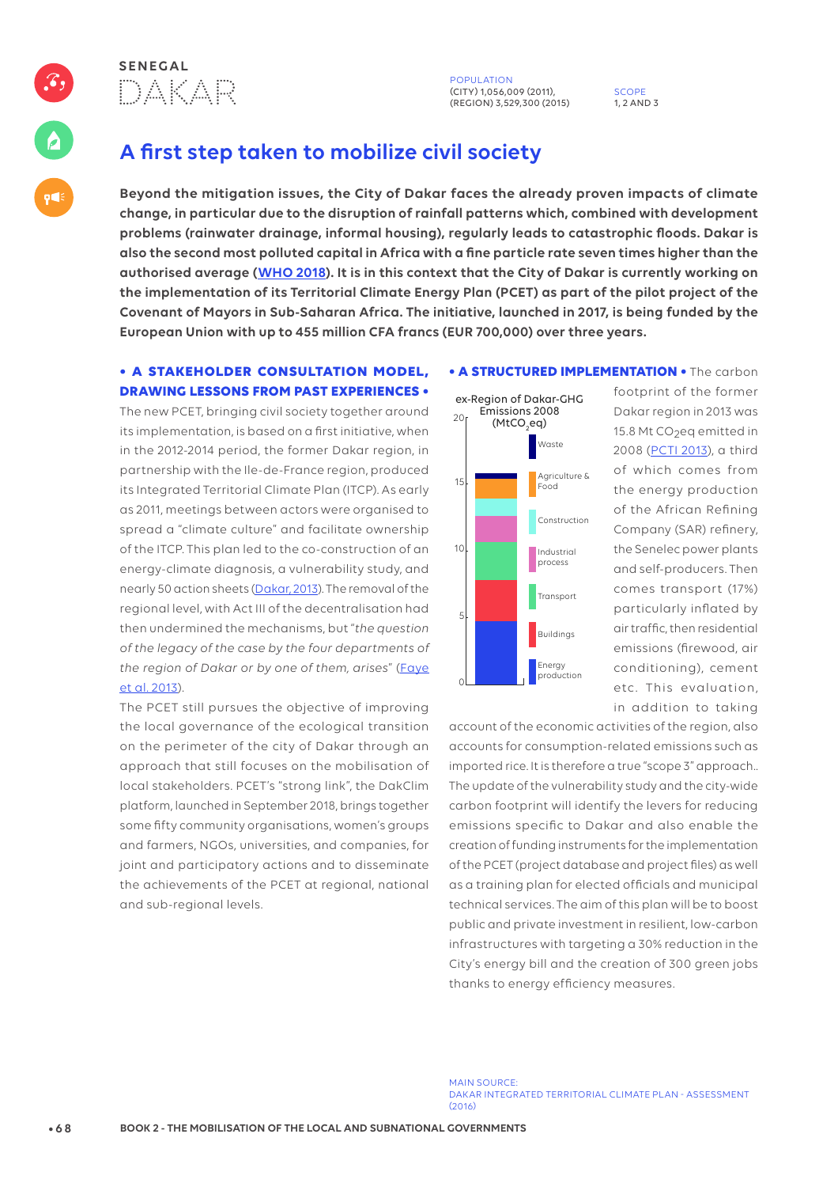SENEGAL

# DAKAR

POPULATION
(CITY) 1,056,009 (2011),
(REGION) 3,529,300 (2015)

SCOPE
1, 2 AND 3

## A first step taken to mobilize civil society

**Beyond the mitigation issues, the City of Dakar faces the already proven impacts of climate change, in particular due to the disruption of rainfall patterns which, combined with development problems (rainwater drainage, informal housing), regularly leads to catastrophic floods. Dakar is also the second most polluted capital in Africa with a fine particle rate seven times higher than the authorised average (WHO 2018). It is in this context that the City of Dakar is currently working on the implementation of its Territorial Climate Energy Plan (PCET) as part of the pilot project of the Covenant of Mayors in Sub-Saharan Africa. The initiative, launched in 2017, is being funded by the European Union with up to 455 million CFA francs (EUR 700,000) over three years.**

**• A STAKEHOLDER CONSULTATION MODEL, DRAWING LESSONS FROM PAST EXPERIENCES •** The new PCET, bringing civil society together around its implementation, is based on a first initiative, when in the 2012-2014 period, the former Dakar region, in partnership with the Ile-de-France region, produced its Integrated Territorial Climate Plan (ITCP). As early as 2011, meetings between actors were organised to spread a "climate culture" and facilitate ownership of the ITCP. This plan led to the co-construction of an energy-climate diagnosis, a vulnerability study, and nearly 50 action sheets (Dakar, 2013). The removal of the regional level, with Act III of the decentralisation had then undermined the mechanisms, but "*the question of the legacy of the case by the four departments of the region of Dakar or by one of them, arises*" (Faye et al. 2013).

The PCET still pursues the objective of improving the local governance of the ecological transition on the perimeter of the city of Dakar through an approach that still focuses on the mobilisation of local stakeholders. PCET's "strong link", the DakClim platform, launched in September 2018, brings together some fifty community organisations, women's groups and farmers, NGOs, universities, and companies, for joint and participatory actions and to disseminate the achievements of the PCET at regional, national and sub-regional levels.

ex-Region of Dakar-GHG Emissions 2008 ($MtCO_2eq$)

Stacked bar (0–20 scale), from bottom to top: Energy production, Buildings, Transport, Industrial process, Construction, Agriculture & Food, Waste.

**• A STRUCTURED IMPLEMENTATION •** The carbon footprint of the former Dakar region in 2013 was 15.8 Mt $CO_2$eq emitted in 2008 (PCTI 2013), a third of which comes from the energy production of the African Refining Company (SAR) refinery, the Senelec power plants and self-producers. Then comes transport (17%) particularly inflated by air traffic, then residential emissions (firewood, air conditioning), cement etc. This evaluation, in addition to taking account of the economic activities of the region, also accounts for consumption-related emissions such as imported rice. It is therefore a true "scope 3" approach.. The update of the vulnerability study and the city-wide carbon footprint will identify the levers for reducing emissions specific to Dakar and also enable the creation of funding instruments for the implementation of the PCET (project database and project files) as well as a training plan for elected officials and municipal technical services. The aim of this plan will be to boost public and private investment in resilient, low-carbon infrastructures with targeting a 30% reduction in the City's energy bill and the creation of 300 green jobs thanks to energy efficiency measures.

MAIN SOURCE:
DAKAR INTEGRATED TERRITORIAL CLIMATE PLAN - ASSESSMENT (2016)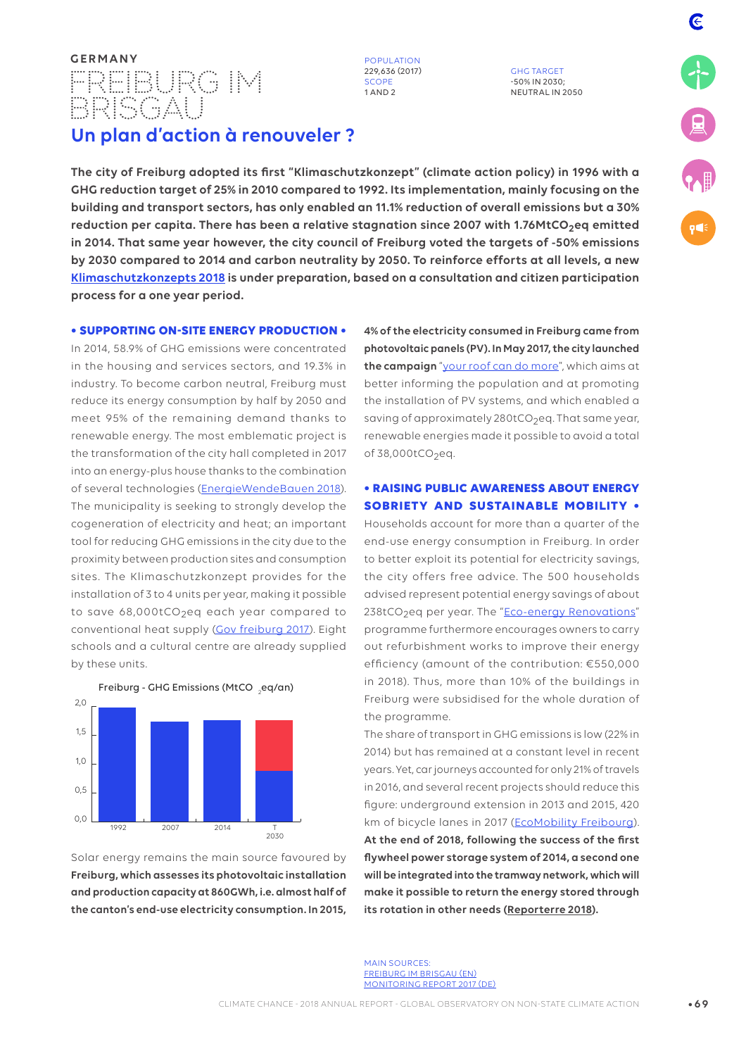GERMANY

# FREIBURG IM BRISGAU

## Un plan d'action à renouveler ?

POPULATION
229,636 (2017)
SCOPE
1 AND 2

GHG TARGET
-50% IN 2030;
NEUTRAL IN 2050

**The city of Freiburg adopted its first "Klimaschutzkonzept" (climate action policy) in 1996 with a GHG reduction target of 25% in 2010 compared to 1992. Its implementation, mainly focusing on the building and transport sectors, has only enabled an 11.1% reduction of overall emissions but a 30% reduction per capita. There has been a relative stagnation since 2007 with 1.76Mt$CO_2$eq emitted in 2014. That same year however, the city council of Freiburg voted the targets of -50% emissions by 2030 compared to 2014 and carbon neutrality by 2050. To reinforce efforts at all levels, a new Klimaschutzkonzepts 2018 is under preparation, based on a consultation and citizen participation process for a one year period.**

### • SUPPORTING ON-SITE ENERGY PRODUCTION •

In 2014, 58.9% of GHG emissions were concentrated in the housing and services sectors, and 19.3% in industry. To become carbon neutral, Freiburg must reduce its energy consumption by half by 2050 and meet 95% of the remaining demand thanks to renewable energy. The most emblematic project is the transformation of the city hall completed in 2017 into an energy-plus house thanks to the combination of several technologies (EnergieWendeBauen 2018). The municipality is seeking to strongly develop the cogeneration of electricity and heat; an important tool for reducing GHG emissions in the city due to the proximity between production sites and consumption sites. The Klimaschutzkonzept provides for the installation of 3 to 4 units per year, making it possible to save 68,000t$CO_2$eq each year compared to conventional heat supply (Gov freiburg 2017). Eight schools and a cultural centre are already supplied by these units.

Freiburg - GHG Emissions (Mt$CO_2$eq/an)

| Year | Value |
|---|---|
| 1992 | ~1.95 |
| 2007 | ~1.72 |
| 2014 | ~1.74 |
| T 2030 | ~0.87 (target) |

Solar energy remains the main source favoured by **Freiburg, which assesses its photovoltaic installation and production capacity at 860GWh, i.e. almost half of the canton's end-use electricity consumption. In 2015, 4% of the electricity consumed in Freiburg came from photovoltaic panels (PV). In May 2017, the city launched the campaign** "your roof can do more", which aims at better informing the population and at promoting the installation of PV systems, and which enabled a saving of approximately 280t$CO_2$eq. That same year, renewable energies made it possible to avoid a total of 38,000t$CO_2$eq.

### • RAISING PUBLIC AWARENESS ABOUT ENERGY SOBRIETY AND SUSTAINABLE MOBILITY •

Households account for more than a quarter of the end-use energy consumption in Freiburg. In order to better exploit its potential for electricity savings, the city offers free advice. The 500 households advised represent potential energy savings of about 238t$CO_2$eq per year. The "Eco-energy Renovations" programme furthermore encourages owners to carry out refurbishment works to improve their energy efficiency (amount of the contribution: €550,000 in 2018). Thus, more than 10% of the buildings in Freiburg were subsidised for the whole duration of the programme.

The share of transport in GHG emissions is low (22% in 2014) but has remained at a constant level in recent years. Yet, car journeys accounted for only 21% of travels in 2016, and several recent projects should reduce this figure: underground extension in 2013 and 2015, 420 km of bicycle lanes in 2017 (EcoMobility Freibourg). **At the end of 2018, following the success of the first flywheel power storage system of 2014, a second one will be integrated into the tramway network, which will make it possible to return the energy stored through its rotation in other needs (Reporterre 2018).**

MAIN SOURCES:
FREIBURG IM BRISGAU (EN)
MONITORING REPORT 2017 (DE)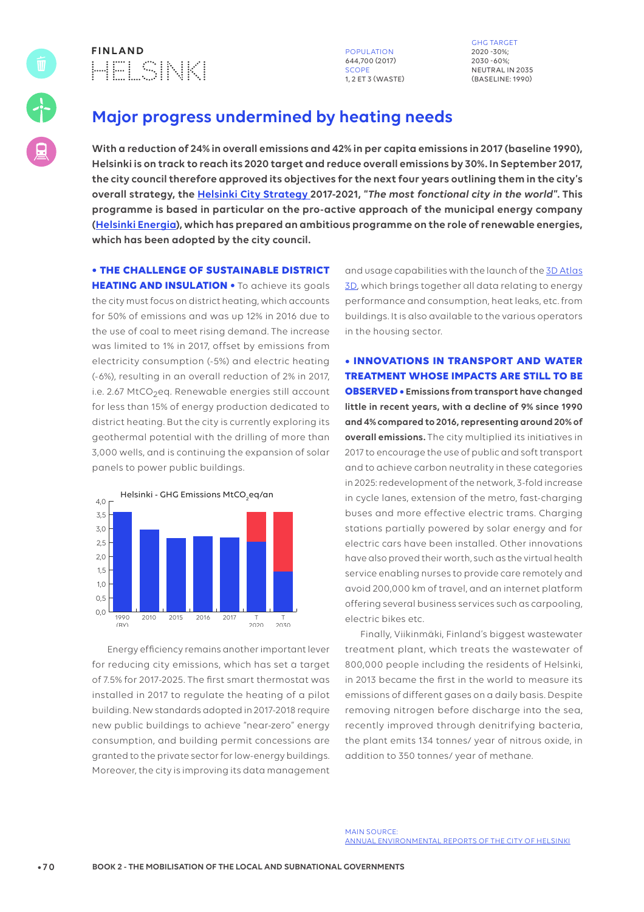FINLAND

# HELSINKI

POPULATION
644,700 (2017)
SCOPE
1, 2 ET 3 (WASTE)

GHG TARGET
2020 -30%;
2030 -60%;
NEUTRAL IN 2035
(BASELINE: 1990)

## Major progress undermined by heating needs

**With a reduction of 24% in overall emissions and 42% in per capita emissions in 2017 (baseline 1990), Helsinki is on track to reach its 2020 target and reduce overall emissions by 30%. In September 2017, the city council therefore approved its objectives for the next four years outlining them in the city's overall strategy, the Helsinki City Strategy 2017-2021, "*The most fonctional city in the world*". This programme is based in particular on the pro-active approach of the municipal energy company (Helsinki Energia), which has prepared an ambitious programme on the role of renewable energies, which has been adopted by the city council.**

**• THE CHALLENGE OF SUSTAINABLE DISTRICT HEATING AND INSULATION •** To achieve its goals the city must focus on district heating, which accounts for 50% of emissions and was up 12% in 2016 due to the use of coal to meet rising demand. The increase was limited to 1% in 2017, offset by emissions from electricity consumption (-5%) and electric heating (-6%), resulting in an overall reduction of 2% in 2017, i.e. 2.67 $MtCO_2eq$. Renewable energies still account for less than 15% of energy production dedicated to district heating. But the city is currently exploring its geothermal potential with the drilling of more than 3,000 wells, and is continuing the expansion of solar panels to power public buildings.

Helsinki - GHG Emissions $MtCO_2eq$/an

| Year | Emissions (approx.) |
|---|---|
| 1990 (BY) | 3.6 |
| 2010 | 3.0 |
| 2015 | 2.7 |
| 2016 | 2.75 |
| 2017 | 2.7 |
| T 2020 | 2.55 (target), 3.6 (1990 level) |
| T 2030 | 1.45 (target), 3.6 (1990 level) |

Energy efficiency remains another important lever for reducing city emissions, which has set a target of 7.5% for 2017-2025. The first smart thermostat was installed in 2017 to regulate the heating of a pilot building. New standards adopted in 2017-2018 require new public buildings to achieve "near-zero" energy consumption, and building permit concessions are granted to the private sector for low-energy buildings. Moreover, the city is improving its data management and usage capabilities with the launch of the 3D Atlas 3D, which brings together all data relating to energy performance and consumption, heat leaks, etc. from buildings. It is also available to the various operators in the housing sector.

**• INNOVATIONS IN TRANSPORT AND WATER TREATMENT WHOSE IMPACTS ARE STILL TO BE OBSERVED • Emissions from transport have changed little in recent years, with a decline of 9% since 1990 and 4% compared to 2016, representing around 20% of overall emissions.** The city multiplied its initiatives in 2017 to encourage the use of public and soft transport and to achieve carbon neutrality in these categories in 2025: redevelopment of the network, 3-fold increase in cycle lanes, extension of the metro, fast-charging buses and more effective electric trams. Charging stations partially powered by solar energy and for electric cars have been installed. Other innovations have also proved their worth, such as the virtual health service enabling nurses to provide care remotely and avoid 200,000 km of travel, and an internet platform offering several business services such as carpooling, electric bikes etc.

Finally, Viikinmäki, Finland's biggest wastewater treatment plant, which treats the wastewater of 800,000 people including the residents of Helsinki, in 2013 became the first in the world to measure its emissions of different gases on a daily basis. Despite removing nitrogen before discharge into the sea, recently improved through denitrifying bacteria, the plant emits 134 tonnes/ year of nitrous oxide, in addition to 350 tonnes/ year of methane.

MAIN SOURCE:
ANNUAL ENVIRONMENTAL REPORTS OF THE CITY OF HELSINKI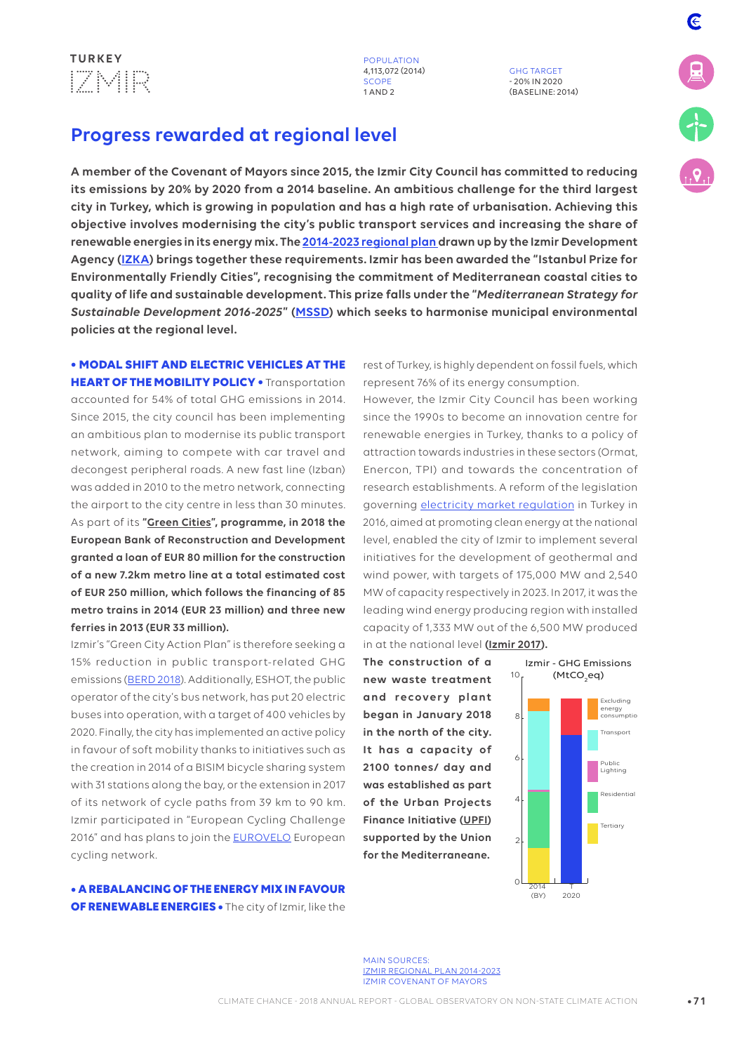TURKEY

# IZMIR

POPULATION
4,113,072 (2014)
SCOPE
1 AND 2

GHG TARGET
- 20% IN 2020
(BASELINE: 2014)

## Progress rewarded at regional level

**A member of the Covenant of Mayors since 2015, the Izmir City Council has committed to reducing its emissions by 20% by 2020 from a 2014 baseline. An ambitious challenge for the third largest city in Turkey, which is growing in population and has a high rate of urbanisation. Achieving this objective involves modernising the city's public transport services and increasing the share of renewable energies in its energy mix. The [2014-2023 regional plan] drawn up by the Izmir Development Agency ([IZKA]) brings together these requirements. Izmir has been awarded the "Istanbul Prize for Environmentally Friendly Cities", recognising the commitment of Mediterranean coastal cities to quality of life and sustainable development. This prize falls under the "*Mediterranean Strategy for Sustainable Development 2016-2025*" ([MSSD]) which seeks to harmonise municipal environmental policies at the regional level.**

**• MODAL SHIFT AND ELECTRIC VEHICLES AT THE HEART OF THE MOBILITY POLICY •** Transportation accounted for 54% of total GHG emissions in 2014. Since 2015, the city council has been implementing an ambitious plan to modernise its public transport network, aiming to compete with car travel and decongest peripheral roads. A new fast line (Izban) was added in 2010 to the metro network, connecting the airport to the city centre in less than 30 minutes. As part of its **"Green Cities", programme, in 2018 the European Bank of Reconstruction and Development granted a loan of EUR 80 million for the construction of a new 7.2km metro line at a total estimated cost of EUR 250 million, which follows the financing of 85 metro trains in 2014 (EUR 23 million) and three new ferries in 2013 (EUR 33 million).**

Izmir's "Green City Action Plan" is therefore seeking a 15% reduction in public transport-related GHG emissions (BERD 2018). Additionally, ESHOT, the public operator of the city's bus network, has put 20 electric buses into operation, with a target of 400 vehicles by 2020. Finally, the city has implemented an active policy in favour of soft mobility thanks to initiatives such as the creation in 2014 of a BISIM bicycle sharing system with 31 stations along the bay, or the extension in 2017 of its network of cycle paths from 39 km to 90 km. Izmir participated in "European Cycling Challenge 2016" and has plans to join the EUROVELO European cycling network.

**• A REBALANCING OF THE ENERGY MIX IN FAVOUR OF RENEWABLE ENERGIES •** The city of Izmir, like the rest of Turkey, is highly dependent on fossil fuels, which represent 76% of its energy consumption.

However, the Izmir City Council has been working since the 1990s to become an innovation centre for renewable energies in Turkey, thanks to a policy of attraction towards industries in these sectors (Ormat, Enercon, TPI) and towards the concentration of research establishments. A reform of the legislation governing electricity market regulation in Turkey in 2016, aimed at promoting clean energy at the national level, enabled the city of Izmir to implement several initiatives for the development of geothermal and wind power, with targets of 175,000 MW and 2,540 MW of capacity respectively in 2023. In 2017, it was the leading wind energy producing region with installed capacity of 1,333 MW out of the 6,500 MW produced in at the national level (**Izmir 2017**).

**The construction of a new waste treatment and recovery plant began in January 2018 in the north of the city. It has a capacity of 2100 tonnes/ day and was established as part of the Urban Projects Finance Initiative (UPFI) supported by the Union for the Mediterranean.**

Izmir - GHG Emissions ($MtCO_2eq$)

Legend: Excluding energy consumption; Transport; Public Lighting; Residential; Tertiary. X-axis: 2014 (BY), 2020. Y-axis: 0–10.

MAIN SOURCES:
IZMIR REGIONAL PLAN 2014-2023
IZMIR COVENANT OF MAYORS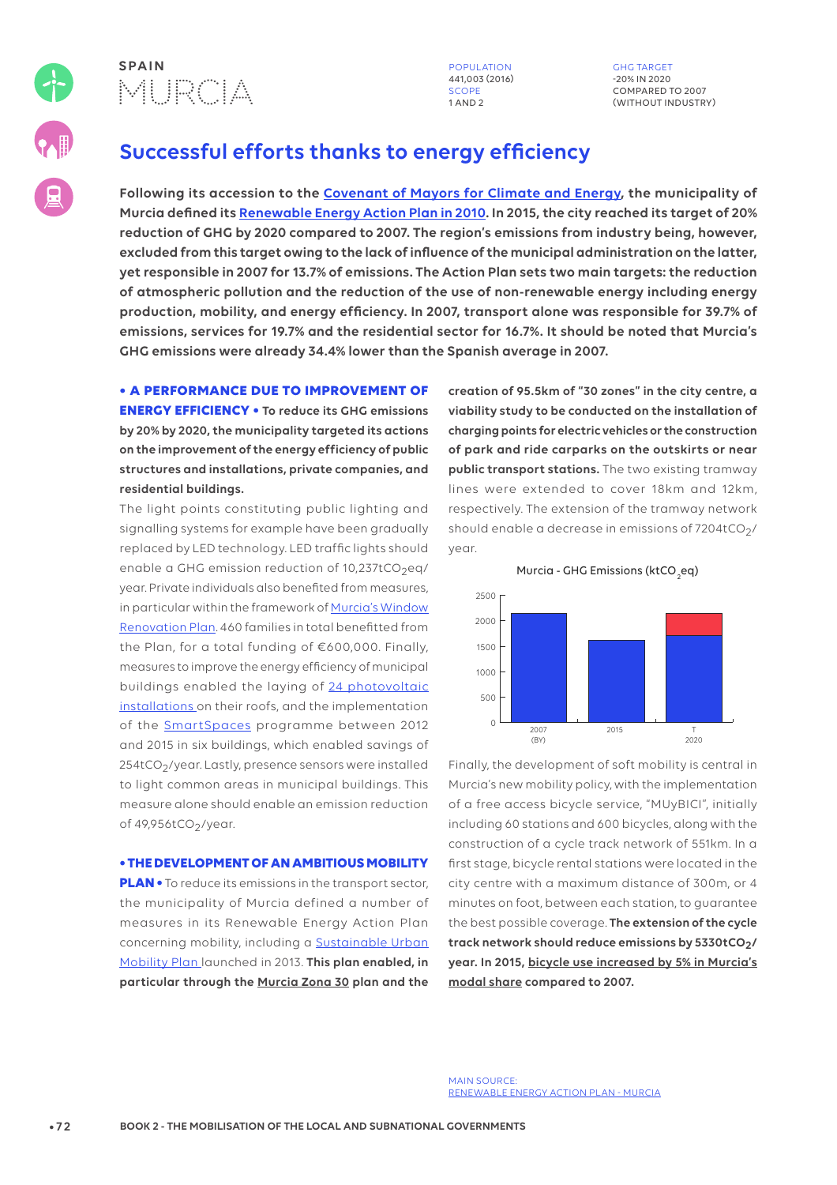SPAIN

# MURCIA

POPULATION
441,003 (2016)
SCOPE
1 AND 2

GHG TARGET
-20% IN 2020
COMPARED TO 2007
(WITHOUT INDUSTRY)

## Successful efforts thanks to energy efficiency

**Following its accession to the Covenant of Mayors for Climate and Energy, the municipality of Murcia defined its Renewable Energy Action Plan in 2010. In 2015, the city reached its target of 20% reduction of GHG by 2020 compared to 2007. The region's emissions from industry being, however, excluded from this target owing to the lack of influence of the municipal administration on the latter, yet responsible in 2007 for 13.7% of emissions. The Action Plan sets two main targets: the reduction of atmospheric pollution and the reduction of the use of non-renewable energy including energy production, mobility, and energy efficiency. In 2007, transport alone was responsible for 39.7% of emissions, services for 19.7% and the residential sector for 16.7%. It should be noted that Murcia's GHG emissions were already 34.4% lower than the Spanish average in 2007.**

**• A PERFORMANCE DUE TO IMPROVEMENT OF ENERGY EFFICIENCY • To reduce its GHG emissions by 20% by 2020, the municipality targeted its actions on the improvement of the energy efficiency of public structures and installations, private companies, and residential buildings.**

The light points constituting public lighting and signalling systems for example have been gradually replaced by LED technology. LED traffic lights should enable a GHG emission reduction of 10,237t$CO_2$eq/year. Private individuals also benefited from measures, in particular within the framework of Murcia's Window Renovation Plan. 460 families in total benefitted from the Plan, for a total funding of €600,000. Finally, measures to improve the energy efficiency of municipal buildings enabled the laying of 24 photovoltaic installations on their roofs, and the implementation of the SmartSpaces programme between 2012 and 2015 in six buildings, which enabled savings of 254t$CO_2$/year. Lastly, presence sensors were installed to light common areas in municipal buildings. This measure alone should enable an emission reduction of 49,956t$CO_2$/year.

**• THE DEVELOPMENT OF AN AMBITIOUS MOBILITY PLAN •** To reduce its emissions in the transport sector, the municipality of Murcia defined a number of measures in its Renewable Energy Action Plan concerning mobility, including a Sustainable Urban Mobility Plan launched in 2013. **This plan enabled, in particular through the Murcia Zona 30 plan and the creation of 95.5km of "30 zones" in the city centre, a viability study to be conducted on the installation of charging points for electric vehicles or the construction of park and ride carparks on the outskirts or near public transport stations.** The two existing tramway lines were extended to cover 18km and 12km, respectively. The extension of the tramway network should enable a decrease in emissions of 7204t$CO_2$/year.

Murcia - GHG Emissions (kt$CO_2$eq)

| Year | GHG Emissions (kt$CO_2$eq) |
|---|---|
| 2007 (BY) | ~2150 |
| 2015 | ~1620 |
| T 2020 | ~1700 (+ ~430 reduction target) |

Finally, the development of soft mobility is central in Murcia's new mobility policy, with the implementation of a free access bicycle service, "MUyBICI", initially including 60 stations and 600 bicycles, along with the construction of a cycle track network of 551km. In a first stage, bicycle rental stations were located in the city centre with a maximum distance of 300m, or 4 minutes on foot, between each station, to guarantee the best possible coverage. **The extension of the cycle track network should reduce emissions by 5330t$CO_2$/year. In 2015, bicycle use increased by 5% in Murcia's modal share compared to 2007.**

MAIN SOURCE:
RENEWABLE ENERGY ACTION PLAN - MURCIA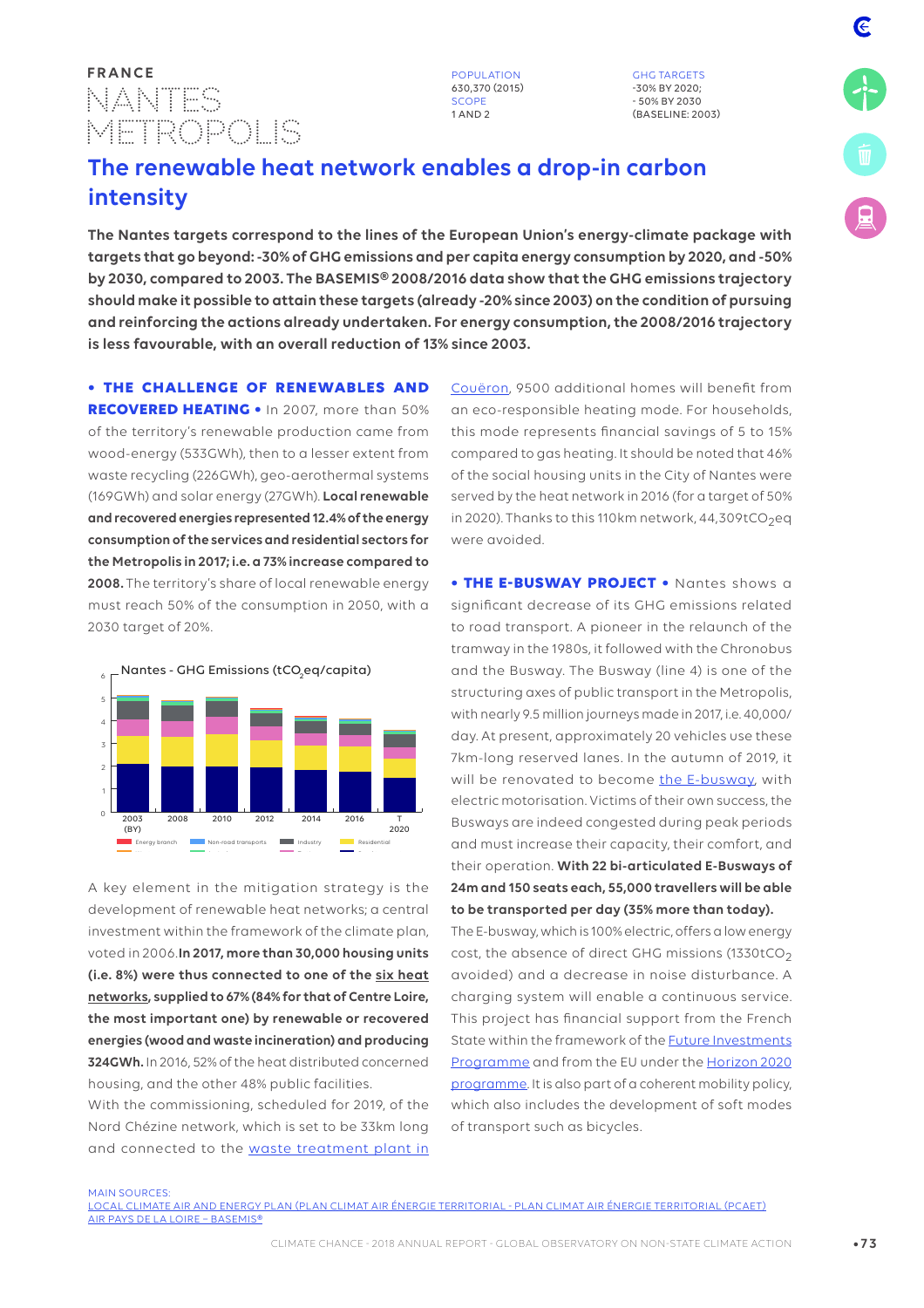FRANCE

# NANTES METROPOLIS

POPULATION
630,370 (2015)
SCOPE
1 AND 2

GHG TARGETS
-30% BY 2020;
- 50% BY 2030
(BASELINE: 2003)

## The renewable heat network enables a drop-in carbon intensity

**The Nantes targets correspond to the lines of the European Union's energy-climate package with targets that go beyond: -30% of GHG emissions and per capita energy consumption by 2020, and -50% by 2030, compared to 2003. The BASEMIS® 2008/2016 data show that the GHG emissions trajectory should make it possible to attain these targets (already -20% since 2003) on the condition of pursuing and reinforcing the actions already undertaken. For energy consumption, the 2008/2016 trajectory is less favourable, with an overall reduction of 13% since 2003.**

**• THE CHALLENGE OF RENEWABLES AND RECOVERED HEATING •** In 2007, more than 50% of the territory's renewable production came from wood-energy (533GWh), then to a lesser extent from waste recycling (226GWh), geo-aerothermal systems (169GWh) and solar energy (27GWh). **Local renewable and recovered energies represented 12.4% of the energy consumption of the services and residential sectors for the Metropolis in 2017; i.e. a 73% increase compared to 2008.** The territory's share of local renewable energy must reach 50% of the consumption in 2050, with a 2030 target of 20%.

Nantes - GHG Emissions ($tCO_2eq$/capita)

A key element in the mitigation strategy is the development of renewable heat networks; a central investment within the framework of the climate plan, voted in 2006. **In 2017, more than 30,000 housing units (i.e. 8%) were thus connected to one of the six heat networks, supplied to 67% (84% for that of Centre Loire, the most important one) by renewable or recovered energies (wood and waste incineration) and producing 324GWh.** In 2016, 52% of the heat distributed concerned housing, and the other 48% public facilities.
With the commissioning, scheduled for 2019, of the Nord Chézine network, which is set to be 33km long and connected to the waste treatment plant in Couëron, 9500 additional homes will benefit from an eco-responsible heating mode. For households, this mode represents financial savings of 5 to 15% compared to gas heating. It should be noted that 46% of the social housing units in the City of Nantes were served by the heat network in 2016 (for a target of 50% in 2020). Thanks to this 110km network, 44,309$tCO_2eq$ were avoided.

**• THE E-BUSWAY PROJECT •** Nantes shows a significant decrease of its GHG emissions related to road transport. A pioneer in the relaunch of the tramway in the 1980s, it followed with the Chronobus and the Busway. The Busway (line 4) is one of the structuring axes of public transport in the Metropolis, with nearly 9.5 million journeys made in 2017, i.e. 40,000/day. At present, approximately 20 vehicles use these 7km-long reserved lanes. In the autumn of 2019, it will be renovated to become the E-busway, with electric motorisation. Victims of their own success, the Busways are indeed congested during peak periods and must increase their capacity, their comfort, and their operation. **With 22 bi-articulated E-Busways of 24m and 150 seats each, 55,000 travellers will be able to be transported per day (35% more than today).**
The E-busway, which is 100% electric, offers a low energy cost, the absence of direct GHG missions (1330$tCO_2$ avoided) and a decrease in noise disturbance. A charging system will enable a continuous service. This project has financial support from the French State within the framework of the Future Investments Programme and from the EU under the Horizon 2020 programme. It is also part of a coherent mobility policy, which also includes the development of soft modes of transport such as bicycles.

MAIN SOURCES:
LOCAL CLIMATE AIR AND ENERGY PLAN (PLAN CLIMAT AIR ÉNERGIE TERRITORIAL - PLAN CLIMAT AIR ÉNERGIE TERRITORIAL (PCAET)
AIR PAYS DE LA LOIRE – BASEMIS®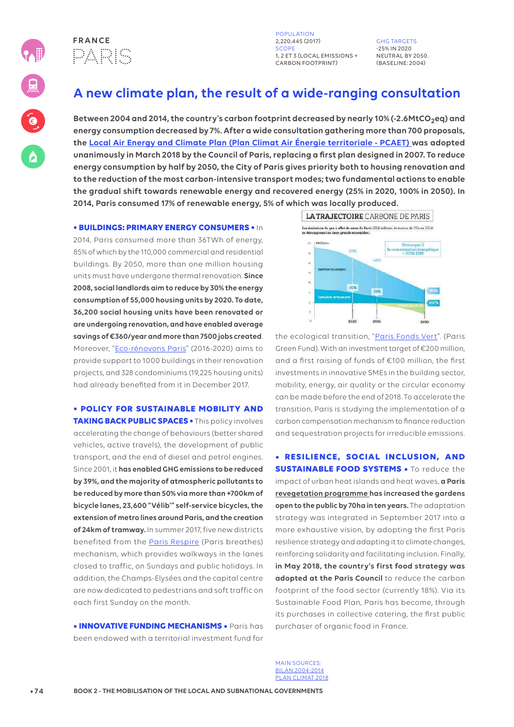## FRANCE
# PARIS

POPULATION
2,220,445 (2017)
SCOPE
1, 2 ET 3 (LOCAL EMISSIONS + CARBON FOOTPRINT)

GHG TARGETS
-25% IN 2020
NEUTRAL BY 2050.
(BASELINE: 2004)

## A new climate plan, the result of a wide-ranging consultation

**Between 2004 and 2014, the country's carbon footprint decreased by nearly 10% (-2.6Mt$CO_2$eq) and energy consumption decreased by 7%. After a wide consultation gathering more than 700 proposals, the Local Air Energy and Climate Plan (Plan Climat Air Énergie territoriale - PCAET) was adopted unanimously in March 2018 by the Council of Paris, replacing a first plan designed in 2007. To reduce energy consumption by half by 2050, the City of Paris gives priority both to housing renovation and to the reduction of the most carbon-intensive transport modes; two fundamental actions to enable the gradual shift towards renewable energy and recovered energy (25% in 2020, 100% in 2050). In 2014, Paris consumed 17% of renewable energy, 5% of which was locally produced.**

**• BUILDINGS: PRIMARY ENERGY CONSUMERS •** In 2014, Paris consumed more than 36TWh of energy, 85% of which by the 110,000 commercial and residential buildings. By 2050, more than one million housing units must have undergone thermal renovation. **Since 2008, social landlords aim to reduce by 30% the energy consumption of 55,000 housing units by 2020. To date, 36,200 social housing units have been renovated or are undergoing renovation, and have enabled average savings of €360/year and more than 7500 jobs created**. Moreover, "Eco-rénovons Paris" (2016-2020) aims to provide support to 1000 buildings in their renovation projects, and 328 condominiums (19,225 housing units) had already benefited from it in December 2017.

**• POLICY FOR SUSTAINABLE MOBILITY AND TAKING BACK PUBLIC SPACES •** This policy involves accelerating the change of behaviours (better shared vehicles, active travels), the development of public transport, and the end of diesel and petrol engines. Since 2001, it **has enabled GHG emissions to be reduced by 39%, and the majority of atmospheric pollutants to be reduced by more than 50% via more than +700km of bicycle lanes, 23,600 "Vélib'" self-service bicycles, the extension of metro lines around Paris, and the creation of 24km of tramway.** In summer 2017, five new districts benefited from the Paris Respire (Paris breathes) mechanism, which provides walkways in the lanes closed to traffic, on Sundays and public holidays. In addition, the Champs-Elysées and the capital centre are now dedicated to pedestrians and soft traffic on each first Sunday on the month.

**• INNOVATIVE FUNDING MECHANISMS •** Paris has been endowed with a territorial investment fund for the ecological transition, "Paris Fonds Vert". (Paris Green Fund). With an investment target of €200 million, and a first raising of funds of €100 million, the first investments in innovative SMEs in the building sector, mobility, energy, air quality or the circular economy can be made before the end of 2018. To accelerate the transition, Paris is studying the implementation of a carbon compensation mechanism to finance reduction and sequestration projects for irreducible emissions.

**• RESILIENCE, SOCIAL INCLUSION, AND SUSTAINABLE FOOD SYSTEMS •** To reduce the impact of urban heat islands and heat waves, **a Paris revegetation programme has increased the gardens open to the public by 70ha in ten years.** The adaptation strategy was integrated in September 2017 into a more exhaustive vision, by adopting the first Paris resilience strategy and adapting it to climate changes, reinforcing solidarity and facilitating inclusion. Finally, **in May 2018, the country's first food strategy was adopted at the Paris Council** to reduce the carbon footprint of the food sector (currently 18%). Via its Sustainable Food Plan, Paris has become, through its purchases in collective catering, the first public purchaser of organic food in France.

MAIN SOURCES:
BILAN 2004-2014
PLAN CLIMAT 2018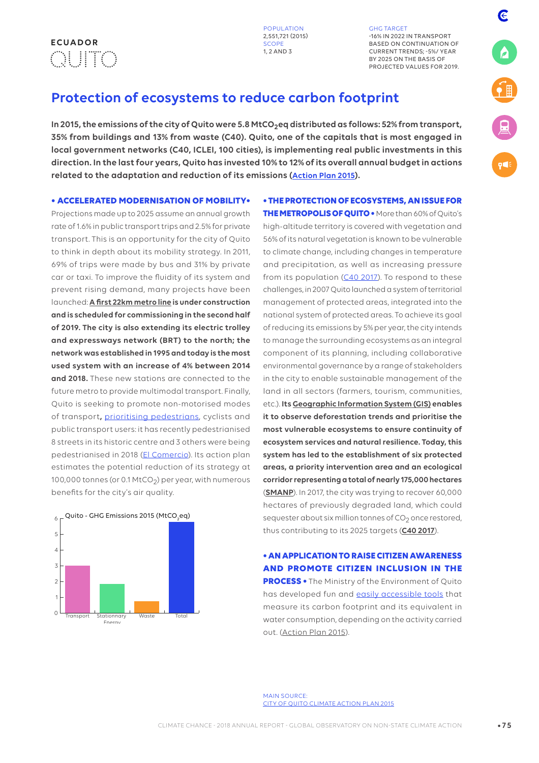**ECUADOR**

# QUITO

POPULATION
2,551,721 (2015)
SCOPE
1, 2 AND 3

GHG TARGET
-16% IN 2022 IN TRANSPORT BASED ON CONTINUATION OF CURRENT TRENDS; -5%/ YEAR BY 2025 ON THE BASIS OF PROJECTED VALUES FOR 2019.

## Protection of ecosystems to reduce carbon footprint

**In 2015, the emissions of the city of Quito were 5.8 $MtCO_2eq$ distributed as follows: 52% from transport, 35% from buildings and 13% from waste (C40). Quito, one of the capitals that is most engaged in local government networks (C40, ICLEI, 100 cities), is implementing real public investments in this direction. In the last four years, Quito has invested 10% to 12% of its overall annual budget in actions related to the adaptation and reduction of its emissions (Action Plan 2015).**

**• ACCELERATED MODERNISATION OF MOBILITY•** Projections made up to 2025 assume an annual growth rate of 1.6% in public transport trips and 2.5% for private transport. This is an opportunity for the city of Quito to think in depth about its mobility strategy. In 2011, 69% of trips were made by bus and 31% by private car or taxi. To improve the fluidity of its system and prevent rising demand, many projects have been launched: **A first 22km metro line is under construction and is scheduled for commissioning in the second half of 2019. The city is also extending its electric trolley and expressways network (BRT) to the north; the network was established in 1995 and today is the most used system with an increase of 4% between 2014 and 2018.** These new stations are connected to the future metro to provide multimodal transport. Finally, Quito is seeking to promote non-motorised modes of transport, prioritising pedestrians, cyclists and public transport users: it has recently pedestrianised 8 streets in its historic centre and 3 others were being pedestrianised in 2018 (El Comercio). Its action plan estimates the potential reduction of its strategy at 100,000 tonnes (or 0.1 $MtCO_2$) per year, with numerous benefits for the city's air quality.

Quito - GHG Emissions 2015 ($MtCO_2eq$)

| Sector | $MtCO_2eq$ (approx.) |
|---|---|
| Transport | 3 |
| Stationnary Energy | 1.8 |
| Waste | 0.75 |
| Total | 5.8 |

**• THE PROTECTION OF ECOSYSTEMS, AN ISSUE FOR THE METROPOLIS OF QUITO •** More than 60% of Quito's high-altitude territory is covered with vegetation and 56% of its natural vegetation is known to be vulnerable to climate change, including changes in temperature and precipitation, as well as increasing pressure from its population (C40 2017). To respond to these challenges, in 2007 Quito launched a system of territorial management of protected areas, integrated into the national system of protected areas. To achieve its goal of reducing its emissions by 5% per year, the city intends to manage the surrounding ecosystems as an integral component of its planning, including collaborative environmental governance by a range of stakeholders in the city to enable sustainable management of the land in all sectors (farmers, tourism, communities, etc.). **Its Geographic Information System (GIS) enables it to observe deforestation trends and prioritise the most vulnerable ecosystems to ensure continuity of ecosystem services and natural resilience. Today, this system has led to the establishment of six protected areas, a priority intervention area and an ecological corridor representing a total of nearly 175,000 hectares** (**SMANP**). In 2017, the city was trying to recover 60,000 hectares of previously degraded land, which could sequester about six million tonnes of $CO_2$ once restored, thus contributing to its 2025 targets (**C40 2017**).

**• AN APPLICATION TO RAISE CITIZEN AWARENESS AND PROMOTE CITIZEN INCLUSION IN THE PROCESS •** The Ministry of the Environment of Quito has developed fun and easily accessible tools that measure its carbon footprint and its equivalent in water consumption, depending on the activity carried out. (Action Plan 2015).

MAIN SOURCE:
CITY OF QUITO CLIMATE ACTION PLAN 2015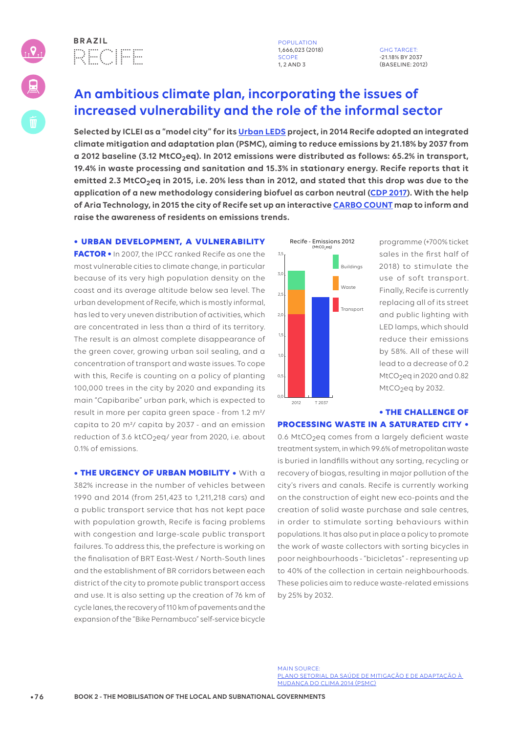BRAZIL

# RECIFE

POPULATION
1,666,023 (2018)
SCOPE
1, 2 AND 3

GHG TARGET:
-21.18% BY 2037
(BASELINE: 2012)

## An ambitious climate plan, incorporating the issues of increased vulnerability and the role of the informal sector

**Selected by ICLEI as a "model city" for its Urban LEDS project, in 2014 Recife adopted an integrated climate mitigation and adaptation plan (PSMC), aiming to reduce emissions by 21.18% by 2037 from a 2012 baseline (3.12 $MtCO_2eq$). In 2012 emissions were distributed as follows: 65.2% in transport, 19.4% in waste processing and sanitation and 15.3% in stationary energy. Recife reports that it emitted 2.3 $MtCO_2eq$ in 2015, i.e. 20% less than in 2012, and stated that this drop was due to the application of a new methodology considering biofuel as carbon neutral (CDP 2017). With the help of Aria Technology, in 2015 the city of Recife set up an interactive CARBO COUNT map to inform and raise the awareness of residents on emissions trends.**

**• URBAN DEVELOPMENT, A VULNERABILITY FACTOR •** In 2007, the IPCC ranked Recife as one the most vulnerable cities to climate change, in particular because of its very high population density on the coast and its average altitude below sea level. The urban development of Recife, which is mostly informal, has led to very uneven distribution of activities, which are concentrated in less than a third of its territory. The result is an almost complete disappearance of the green cover, growing urban soil sealing, and a concentration of transport and waste issues. To cope with this, Recife is counting on a policy of planting 100,000 trees in the city by 2020 and expanding its main "Capibaribe" urban park, which is expected to result in more per capita green space - from 1.2 m²/ capita to 20 m²/ capita by 2037 - and an emission reduction of 3.6 $ktCO_2eq$/ year from 2020, i.e. about 0.1% of emissions.

**• THE URGENCY OF URBAN MOBILITY •** With a 382% increase in the number of vehicles between 1990 and 2014 (from 251,423 to 1,211,218 cars) and a public transport service that has not kept pace with population growth, Recife is facing problems with congestion and large-scale public transport failures. To address this, the prefecture is working on the finalisation of BRT East-West / North-South lines and the establishment of BR corridors between each district of the city to promote public transport access and use. It is also setting up the creation of 76 km of cycle lanes, the recovery of 110 km of pavements and the expansion of the "Bike Pernambuco" self-service bicycle programme (+700% ticket sales in the first half of 2018) to stimulate the use of soft transport. Finally, Recife is currently replacing all of its street and public lighting with LED lamps, which should reduce their emissions by 58%. All of these will lead to a decrease of 0.2 $MtCO_2eq$ in 2020 and 0.82 $MtCO_2eq$ by 2032.

Recife - Emissions 2012 ($MtCO_2eq$)

| | Transport | Waste | Buildings | Total |
|---|---|---|---|---|
| 2012 | ~2.0 | ~0.6 | ~0.5 | ~3.1 |
| T 2037 | | | | ~2.45 |

**• THE CHALLENGE OF PROCESSING WASTE IN A SATURATED CITY •** 0.6 $MtCO_2eq$ comes from a largely deficient waste treatment system, in which 99.6% of metropolitan waste is buried in landfills without any sorting, recycling or recovery of biogas, resulting in major pollution of the city's rivers and canals. Recife is currently working on the construction of eight new eco-points and the creation of solid waste purchase and sale centres, in order to stimulate sorting behaviours within populations. It has also put in place a policy to promote the work of waste collectors with sorting bicycles in poor neighbourhoods - "bicicletas" - representing up to 40% of the collection in certain neighbourhoods. These policies aim to reduce waste-related emissions by 25% by 2032.

MAIN SOURCE:
PLANO SETORIAL DA SAÚDE DE MITIGAÇÃO E DE ADAPTAÇÃO À MUDANÇA DO CLIMA 2014 (PSMC)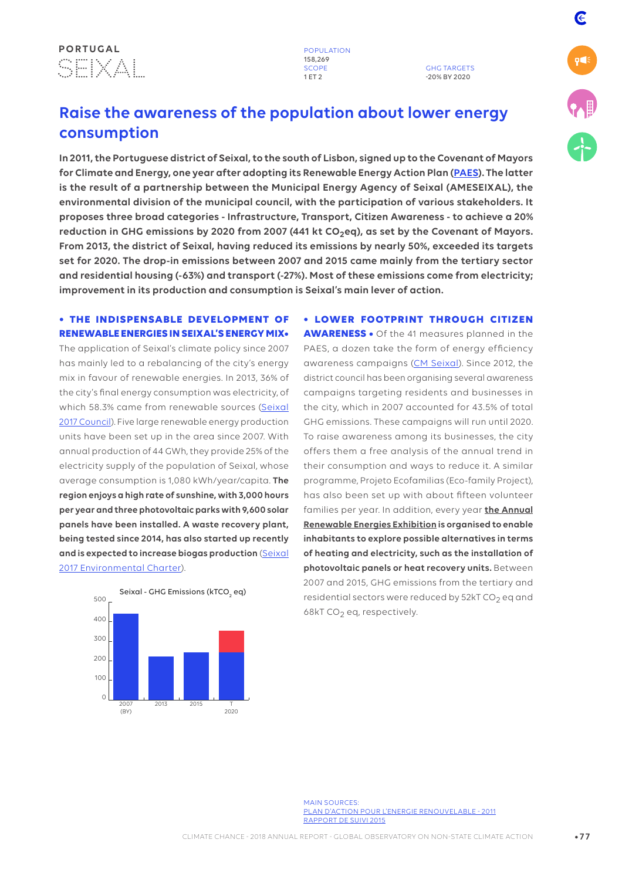PORTUGAL

SEIXAL

POPULATION
158,269
SCOPE
1 ET 2

GHG TARGETS
-20% BY 2020

# Raise the awareness of the population about lower energy consumption

**In 2011, the Portuguese district of Seixal, to the south of Lisbon, signed up to the Covenant of Mayors for Climate and Energy, one year after adopting its Renewable Energy Action Plan (PAES). The latter is the result of a partnership between the Municipal Energy Agency of Seixal (AMESEIXAL), the environmental division of the municipal council, with the participation of various stakeholders. It proposes three broad categories - Infrastructure, Transport, Citizen Awareness - to achieve a 20% reduction in GHG emissions by 2020 from 2007 (441 kt $CO_2$eq), as set by the Covenant of Mayors. From 2013, the district of Seixal, having reduced its emissions by nearly 50%, exceeded its targets set for 2020. The drop-in emissions between 2007 and 2015 came mainly from the tertiary sector and residential housing (-63%) and transport (-27%). Most of these emissions come from electricity; improvement in its production and consumption is Seixal's main lever of action.**

**• THE INDISPENSABLE DEVELOPMENT OF RENEWABLE ENERGIES IN SEIXAL'S ENERGY MIX•** The application of Seixal's climate policy since 2007 has mainly led to a rebalancing of the city's energy mix in favour of renewable energies. In 2013, 36% of the city's final energy consumption was electricity, of which 58.3% came from renewable sources (Seixal 2017 Council). Five large renewable energy production units have been set up in the area since 2007. With annual production of 44 GWh, they provide 25% of the electricity supply of the population of Seixal, whose average consumption is 1,080 kWh/year/capita. **The region enjoys a high rate of sunshine, with 3,000 hours per year and three photovoltaic parks with 9,600 solar panels have been installed. A waste recovery plant, being tested since 2014, has also started up recently and is expected to increase biogas production** (Seixal 2017 Environmental Charter).

Seixal - GHG Emissions (kT$CO_2$ eq)

| | 2007 (BY) | 2013 | 2015 | T 2020 |
|---|---|---|---|---|

**• LOWER FOOTPRINT THROUGH CITIZEN AWARENESS •** Of the 41 measures planned in the PAES, a dozen take the form of energy efficiency awareness campaigns (CM Seixal). Since 2012, the district council has been organising several awareness campaigns targeting residents and businesses in the city, which in 2007 accounted for 43.5% of total GHG emissions. These campaigns will run until 2020. To raise awareness among its businesses, the city offers them a free analysis of the annual trend in their consumption and ways to reduce it. A similar programme, Projeto Ecofamilias (Eco-family Project), has also been set up with about fifteen volunteer families per year. In addition, every year **the Annual Renewable Energies Exhibition is organised to enable inhabitants to explore possible alternatives in terms of heating and electricity, such as the installation of photovoltaic panels or heat recovery units.** Between 2007 and 2015, GHG emissions from the tertiary and residential sectors were reduced by 52kT $CO_2$ eq and 68kT $CO_2$ eq, respectively.

MAIN SOURCES:
PLAN D'ACTION POUR L'ENERGIE RENOUVELABLE - 2011
RAPPORT DE SUIVI 2015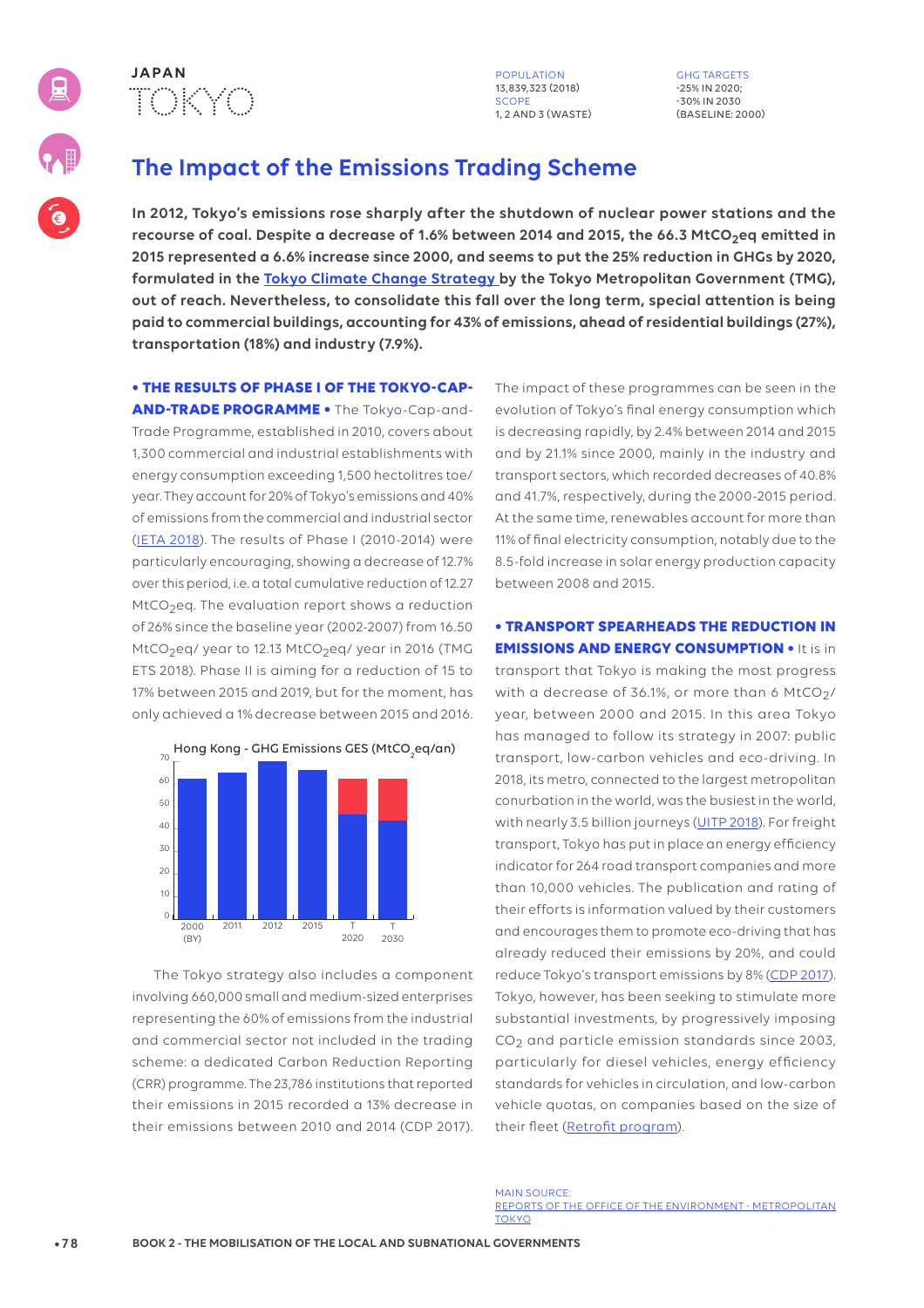JAPAN

TOKYO

POPULATION
13,839,323 (2018)
SCOPE
1, 2 AND 3 (WASTE)

GHG TARGETS
-25% IN 2020;
-30% IN 2030
(BASELINE: 2000)

# The Impact of the Emissions Trading Scheme

**In 2012, Tokyo's emissions rose sharply after the shutdown of nuclear power stations and the recourse of coal. Despite a decrease of 1.6% between 2014 and 2015, the 66.3 $MtCO_2eq$ emitted in 2015 represented a 6.6% increase since 2000, and seems to put the 25% reduction in GHGs by 2020, formulated in the Tokyo Climate Change Strategy by the Tokyo Metropolitan Government (TMG), out of reach. Nevertheless, to consolidate this fall over the long term, special attention is being paid to commercial buildings, accounting for 43% of emissions, ahead of residential buildings (27%), transportation (18%) and industry (7.9%).**

**• THE RESULTS OF PHASE I OF THE TOKYO-CAP-AND-TRADE PROGRAMME •** The Tokyo-Cap-and-Trade Programme, established in 2010, covers about 1,300 commercial and industrial establishments with energy consumption exceeding 1,500 hectolitres toe/ year. They account for 20% of Tokyo's emissions and 40% of emissions from the commercial and industrial sector (IETA 2018). The results of Phase I (2010-2014) were particularly encouraging, showing a decrease of 12.7% over this period, i.e. a total cumulative reduction of 12.27 $MtCO_2eq$. The evaluation report shows a reduction of 26% since the baseline year (2002-2007) from 16.50 $MtCO_2eq$/ year to 12.13 $MtCO_2eq$/ year in 2016 (TMG ETS 2018). Phase II is aiming for a reduction of 15 to 17% between 2015 and 2019, but for the moment, has only achieved a 1% decrease between 2015 and 2016.

Hong Kong - GHG Emissions GES ($MtCO_2eq$/an)

| Year | Value |
|---|---|
| 2000 (BY) | ~62 |
| 2011 | ~65 |
| 2012 | ~70 |
| 2015 | ~66 |
| T 2020 | ~46 (target) / ~62 |
| T 2030 | ~43 (target) / ~62 |

The Tokyo strategy also includes a component involving 660,000 small and medium-sized enterprises representing the 60% of emissions from the industrial and commercial sector not included in the trading scheme: a dedicated Carbon Reduction Reporting (CRR) programme. The 23,786 institutions that reported their emissions in 2015 recorded a 13% decrease in their emissions between 2010 and 2014 (CDP 2017).

The impact of these programmes can be seen in the evolution of Tokyo's final energy consumption which is decreasing rapidly, by 2.4% between 2014 and 2015 and by 21.1% since 2000, mainly in the industry and transport sectors, which recorded decreases of 40.8% and 41.7%, respectively, during the 2000-2015 period. At the same time, renewables account for more than 11% of final electricity consumption, notably due to the 8.5-fold increase in solar energy production capacity between 2008 and 2015.

**• TRANSPORT SPEARHEADS THE REDUCTION IN EMISSIONS AND ENERGY CONSUMPTION •** It is in transport that Tokyo is making the most progress with a decrease of 36.1%, or more than 6 $MtCO_2$/ year, between 2000 and 2015. In this area Tokyo has managed to follow its strategy in 2007: public transport, low-carbon vehicles and eco-driving. In 2018, its metro, connected to the largest metropolitan conurbation in the world, was the busiest in the world, with nearly 3.5 billion journeys (UITP 2018). For freight transport, Tokyo has put in place an energy efficiency indicator for 264 road transport companies and more than 10,000 vehicles. The publication and rating of their efforts is information valued by their customers and encourages them to promote eco-driving that has already reduced their emissions by 20%, and could reduce Tokyo's transport emissions by 8% (CDP 2017). Tokyo, however, has been seeking to stimulate more substantial investments, by progressively imposing $CO_2$ and particle emission standards since 2003, particularly for diesel vehicles, energy efficiency standards for vehicles in circulation, and low-carbon vehicle quotas, on companies based on the size of their fleet (Retrofit program).

MAIN SOURCE:
REPORTS OF THE OFFICE OF THE ENVIRONMENT - METROPOLITAN TOKYO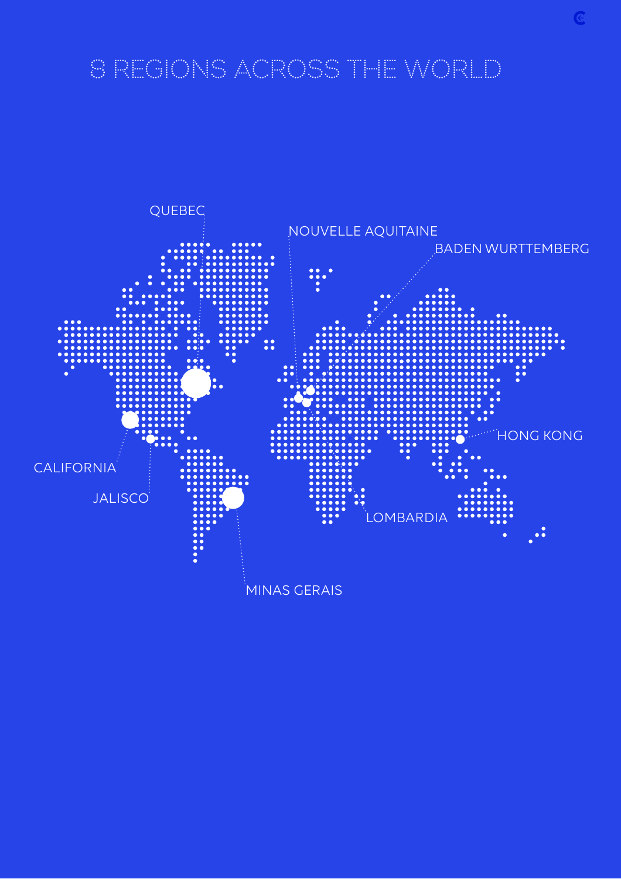# 8 REGIONS ACROSS THE WORLD

QUEBEC

NOUVELLE AQUITAINE

BADEN WURTTEMBERG

HONG KONG

CALIFORNIA

JALISCO

LOMBARDIA

MINAS GERAIS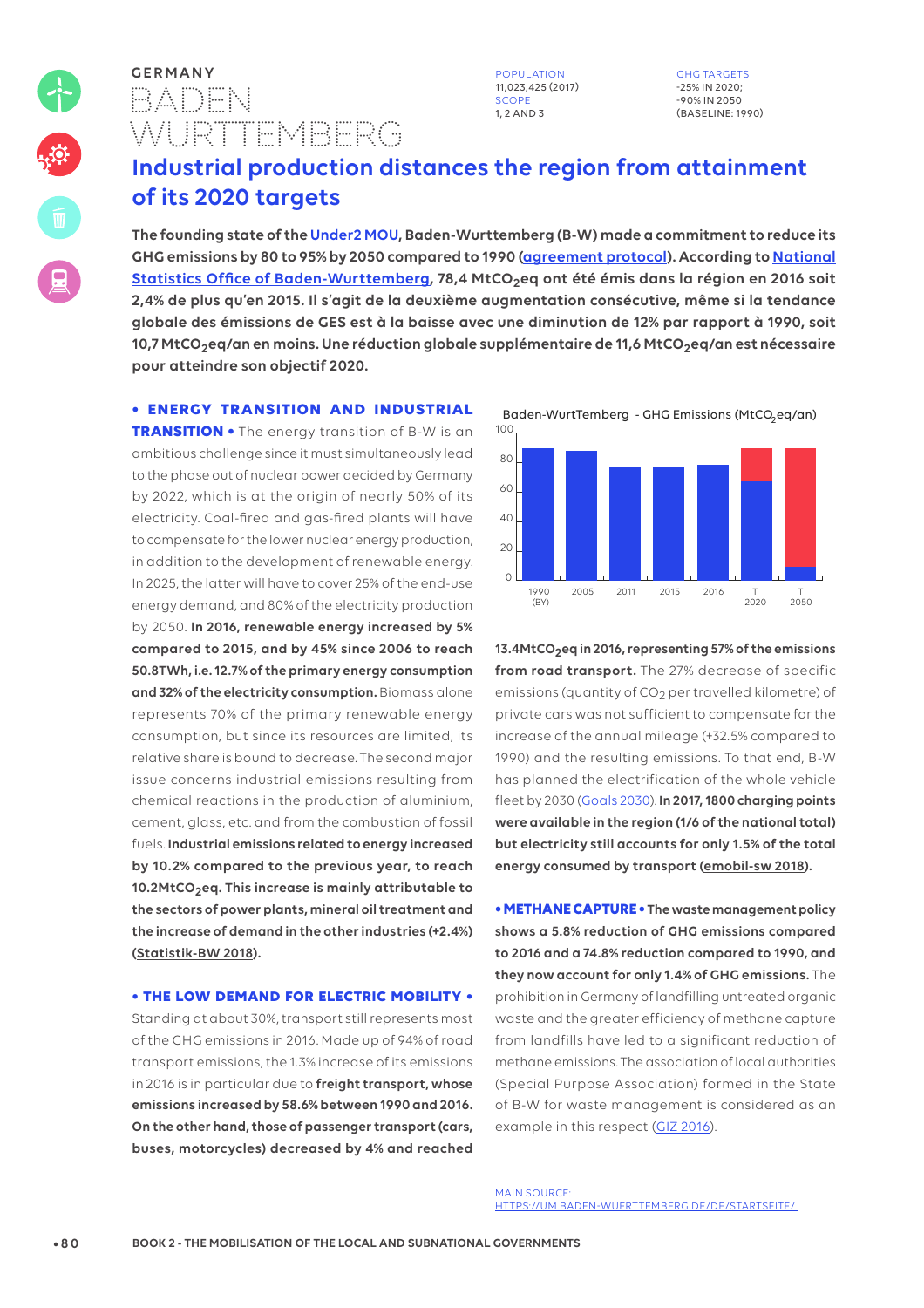GERMANY

# BADEN WURTTEMBERG

POPULATION
11,023,425 (2017)
SCOPE
1, 2 AND 3

GHG TARGETS
-25% IN 2020;
-90% IN 2050
(BASELINE: 1990)

## Industrial production distances the region from attainment of its 2020 targets

**The founding state of the Under2 MOU, Baden-Wurttemberg (B-W) made a commitment to reduce its GHG emissions by 80 to 95% by 2050 compared to 1990 (agreement protocol). According to National Statistics Office of Baden-Wurttemberg, 78,4 $MtCO_2eq$ ont été émis dans la région en 2016 soit 2,4% de plus qu'en 2015. Il s'agit de la deuxième augmentation consécutive, même si la tendance globale des émissions de GES est à la baisse avec une diminution de 12% par rapport à 1990, soit 10,7 $MtCO_2eq$/an en moins. Une réduction globale supplémentaire de 11,6 $MtCO_2eq$/an est nécessaire pour atteindre son objectif 2020.**

**• ENERGY TRANSITION AND INDUSTRIAL TRANSITION •** The energy transition of B-W is an ambitious challenge since it must simultaneously lead to the phase out of nuclear power decided by Germany by 2022, which is at the origin of nearly 50% of its electricity. Coal-fired and gas-fired plants will have to compensate for the lower nuclear energy production, in addition to the development of renewable energy. In 2025, the latter will have to cover 25% of the end-use energy demand, and 80% of the electricity production by 2050. **In 2016, renewable energy increased by 5% compared to 2015, and by 45% since 2006 to reach 50.8TWh, i.e. 12.7% of the primary energy consumption and 32% of the electricity consumption.** Biomass alone represents 70% of the primary renewable energy consumption, but since its resources are limited, its relative share is bound to decrease. The second major issue concerns industrial emissions resulting from chemical reactions in the production of aluminium, cement, glass, etc. and from the combustion of fossil fuels. **Industrial emissions related to energy increased by 10.2% compared to the previous year, to reach 10.2$MtCO_2eq$. This increase is mainly attributable to the sectors of power plants, mineral oil treatment and the increase of demand in the other industries (+2.4%) (Statistik-BW 2018).**

**• THE LOW DEMAND FOR ELECTRIC MOBILITY •** Standing at about 30%, transport still represents most of the GHG emissions in 2016. Made up of 94% of road transport emissions, the 1.3% increase of its emissions in 2016 is in particular due to **freight transport, whose emissions increased by 58.6% between 1990 and 2016. On the other hand, those of passenger transport (cars, buses, motorcycles) decreased by 4% and reached 13.4$MtCO_2eq$ in 2016, representing 57% of the emissions from road transport.** The 27% decrease of specific emissions (quantity of $CO_2$ per travelled kilometre) of private cars was not sufficient to compensate for the increase of the annual mileage (+32.5% compared to 1990) and the resulting emissions. To that end, B-W has planned the electrification of the whole vehicle fleet by 2030 (Goals 2030). **In 2017, 1800 charging points were available in the region (1/6 of the national total) but electricity still accounts for only 1.5% of the total energy consumed by transport (emobil-sw 2018).**

Baden-WurtTemberg - GHG Emissions ($MtCO_2eq$/an)

| Year | Emissions |
|---|---|
| 1990 (BY) | ~89 |
| 2005 | ~87 |
| 2011 | ~76 |
| 2015 | ~76 |
| 2016 | ~78 |
| T 2020 | ~67 |
| T 2050 | ~9 |

**• METHANE CAPTURE • The waste management policy shows a 5.8% reduction of GHG emissions compared to 2016 and a 74.8% reduction compared to 1990, and they now account for only 1.4% of GHG emissions.** The prohibition in Germany of landfilling untreated organic waste and the greater efficiency of methane capture from landfills have led to a significant reduction of methane emissions. The association of local authorities (Special Purpose Association) formed in the State of B-W for waste management is considered as an example in this respect (GIZ 2016).

MAIN SOURCE:
HTTPS://UM.BADEN-WUERTTEMBERG.DE/DE/STARTSEITE/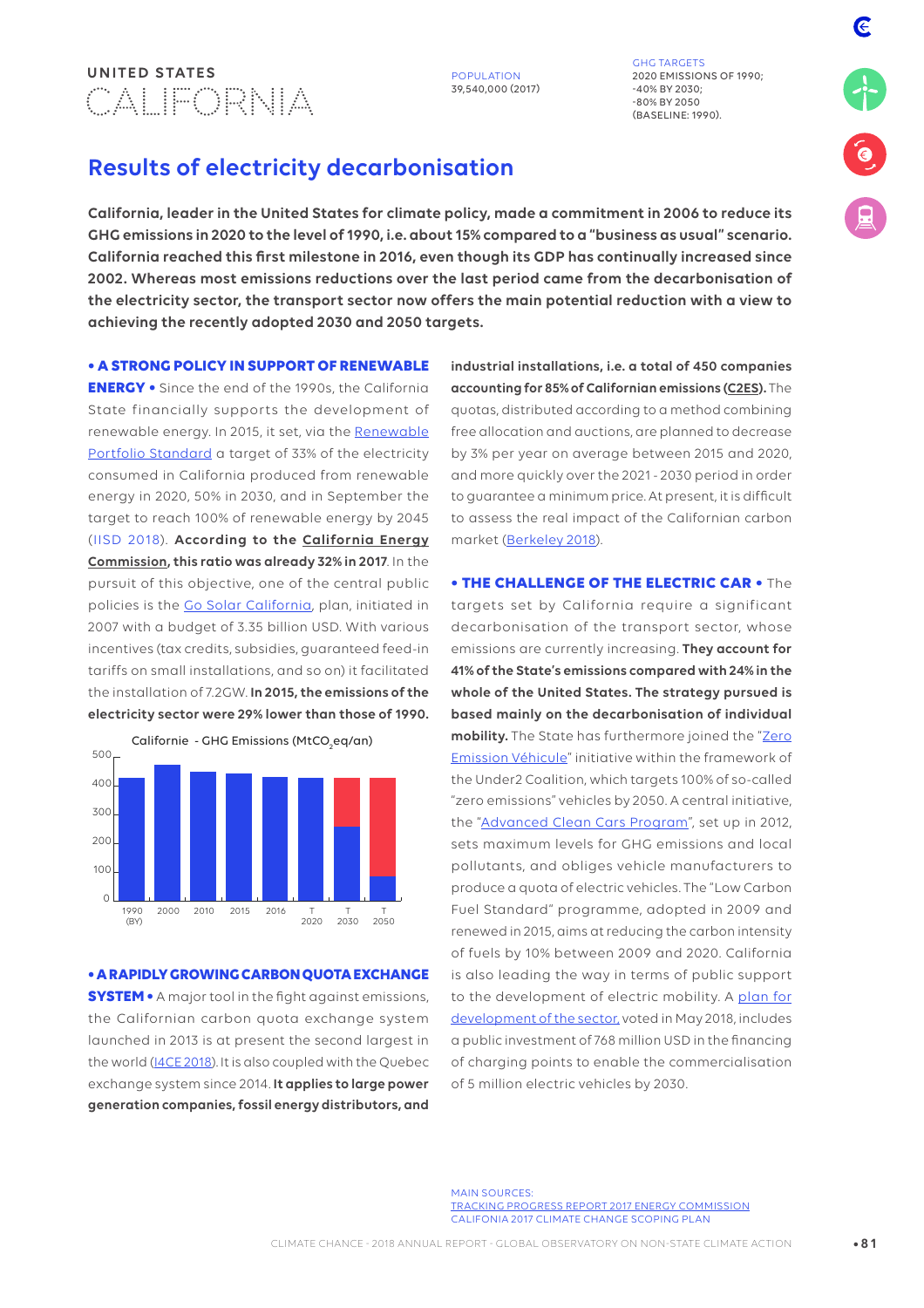UNITED STATES

# CALIFORNIA

POPULATION
39,540,000 (2017)

GHG TARGETS
2020 EMISSIONS OF 1990;
-40% BY 2030;
-80% BY 2050
(BASELINE: 1990).

## Results of electricity decarbonisation

**California, leader in the United States for climate policy, made a commitment in 2006 to reduce its GHG emissions in 2020 to the level of 1990, i.e. about 15% compared to a "business as usual" scenario. California reached this first milestone in 2016, even though its GDP has continually increased since 2002. Whereas most emissions reductions over the last period came from the decarbonisation of the electricity sector, the transport sector now offers the main potential reduction with a view to achieving the recently adopted 2030 and 2050 targets.**

**• A STRONG POLICY IN SUPPORT OF RENEWABLE ENERGY •** Since the end of the 1990s, the California State financially supports the development of renewable energy. In 2015, it set, via the Renewable Portfolio Standard a target of 33% of the electricity consumed in California produced from renewable energy in 2020, 50% in 2030, and in September the target to reach 100% of renewable energy by 2045 (IISD 2018). **According to the California Energy Commission, this ratio was already 32% in 2017**. In the pursuit of this objective, one of the central public policies is the Go Solar California, plan, initiated in 2007 with a budget of 3.35 billion USD. With various incentives (tax credits, subsidies, guaranteed feed-in tariffs on small installations, and so on) it facilitated the installation of 7.2GW. **In 2015, the emissions of the electricity sector were 29% lower than those of 1990.**

Californie - GHG Emissions (MtCO$_2$eq/an)

| Year | 1990 (BY) | 2000 | 2010 | 2015 | 2016 | T 2020 | T 2030 | T 2050 |
|---|---|---|---|---|---|---|---|---|
| Emissions (approx.) | ~430 | ~465 | ~445 | ~440 | ~430 | ~430 | ~260 (target) | ~85 (target) |

**• A RAPIDLY GROWING CARBON QUOTA EXCHANGE SYSTEM •** A major tool in the fight against emissions, the Californian carbon quota exchange system launched in 2013 is at present the second largest in the world (I4CE 2018). It is also coupled with the Quebec exchange system since 2014. **It applies to large power generation companies, fossil energy distributors, and industrial installations, i.e. a total of 450 companies accounting for 85% of Californian emissions (C2ES).** The quotas, distributed according to a method combining free allocation and auctions, are planned to decrease by 3% per year on average between 2015 and 2020, and more quickly over the 2021 - 2030 period in order to guarantee a minimum price. At present, it is difficult to assess the real impact of the Californian carbon market (Berkeley 2018).

**• THE CHALLENGE OF THE ELECTRIC CAR •** The targets set by California require a significant decarbonisation of the transport sector, whose emissions are currently increasing. **They account for 41% of the State's emissions compared with 24% in the whole of the United States. The strategy pursued is based mainly on the decarbonisation of individual mobility.** The State has furthermore joined the "Zero Emission Véhicule" initiative within the framework of the Under2 Coalition, which targets 100% of so-called "zero emissions" vehicles by 2050. A central initiative, the "Advanced Clean Cars Program", set up in 2012, sets maximum levels for GHG emissions and local pollutants, and obliges vehicle manufacturers to produce a quota of electric vehicles. The "Low Carbon Fuel Standard" programme, adopted in 2009 and renewed in 2015, aims at reducing the carbon intensity of fuels by 10% between 2009 and 2020. California is also leading the way in terms of public support to the development of electric mobility. A plan for development of the sector, voted in May 2018, includes a public investment of 768 million USD in the financing of charging points to enable the commercialisation of 5 million electric vehicles by 2030.

MAIN SOURCES:
TRACKING PROGRESS REPORT 2017 ENERGY COMMISSION
CALIFONIA 2017 CLIMATE CHANGE SCOPING PLAN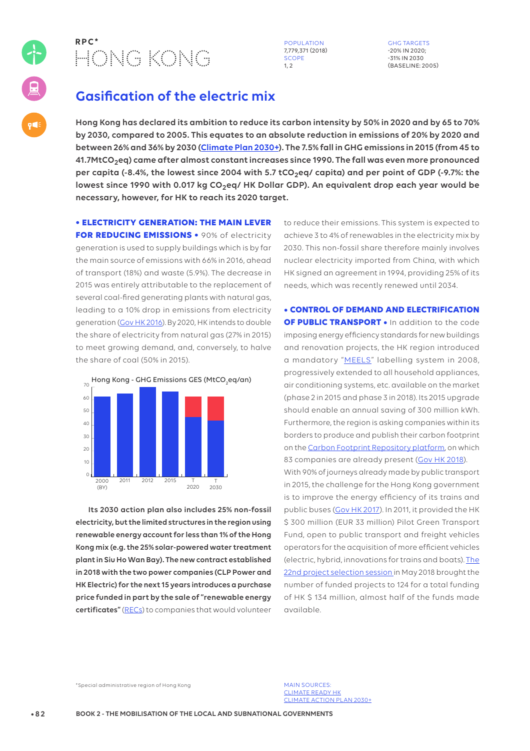RPC*

# HONG KONG

POPULATION
7,779,371 (2018)
SCOPE
1, 2

GHG TARGETS
-20% IN 2020;
-31% IN 2030
(BASELINE: 2005)

## Gasification of the electric mix

**Hong Kong has declared its ambition to reduce its carbon intensity by 50% in 2020 and by 65 to 70% by 2030, compared to 2005. This equates to an absolute reduction in emissions of 20% by 2020 and between 26% and 36% by 2030 (Climate Plan 2030+). The 7.5% fall in GHG emissions in 2015 (from 45 to 41.7Mt$CO_2$eq) came after almost constant increases since 1990. The fall was even more pronounced per capita (-8.4%, the lowest since 2004 with 5.7 t$CO_2$eq/ capita) and per point of GDP (-9.7%: the lowest since 1990 with 0.017 kg $CO_2$eq/ HK Dollar GDP). An equivalent drop each year would be necessary, however, for HK to reach its 2020 target.**

**• ELECTRICITY GENERATION: THE MAIN LEVER FOR REDUCING EMISSIONS •** 90% of electricity generation is used to supply buildings which is by far the main source of emissions with 66% in 2016, ahead of transport (18%) and waste (5.9%). The decrease in 2015 was entirely attributable to the replacement of several coal-fired generating plants with natural gas, leading to a 10% drop in emissions from electricity generation (Gov HK 2016). By 2020, HK intends to double the share of electricity from natural gas (27% in 2015) to meet growing demand, and, conversely, to halve the share of coal (50% in 2015).

Hong Kong - GHG Emissions GES (Mt$CO_2$eq/an)

**Its 2030 action plan also includes 25% non-fossil electricity, but the limited structures in the region using renewable energy account for less than 1% of the Hong Kong mix (e.g. the 25% solar-powered water treatment plant in Siu Ho Wan Bay). The new contract established in 2018 with the two power companies (CLP Power and HK Electric) for the next 15 years introduces a purchase price funded in part by the sale of "renewable energy certificates"** (RECs) to companies that would volunteer to reduce their emissions. This system is expected to achieve 3 to 4% of renewables in the electricity mix by 2030. This non-fossil share therefore mainly involves nuclear electricity imported from China, with which HK signed an agreement in 1994, providing 25% of its needs, which was recently renewed until 2034.

**• CONTROL OF DEMAND AND ELECTRIFICATION OF PUBLIC TRANSPORT •** In addition to the code imposing energy efficiency standards for new buildings and renovation projects, the HK region introduced a mandatory "MEELS" labelling system in 2008, progressively extended to all household appliances, air conditioning systems, etc. available on the market (phase 2 in 2015 and phase 3 in 2018). Its 2015 upgrade should enable an annual saving of 300 million kWh. Furthermore, the region is asking companies within its borders to produce and publish their carbon footprint on the Carbon Footprint Repository platform, on which 83 companies are already present (Gov HK 2018). With 90% of journeys already made by public transport in 2015, the challenge for the Hong Kong government is to improve the energy efficiency of its trains and public buses (Gov HK 2017). In 2011, it provided the HK $ 300 million (EUR 33 million) Pilot Green Transport Fund, open to public transport and freight vehicles operators for the acquisition of more efficient vehicles (electric, hybrid, innovations for trains and boats). The 22nd project selection session in May 2018 brought the number of funded projects to 124 for a total funding of HK $ 134 million, almost half of the funds made available.

*Special administrative region of Hong Kong

MAIN SOURCES:
CLIMATE READY HK
CLIMATE ACTION PLAN 2030+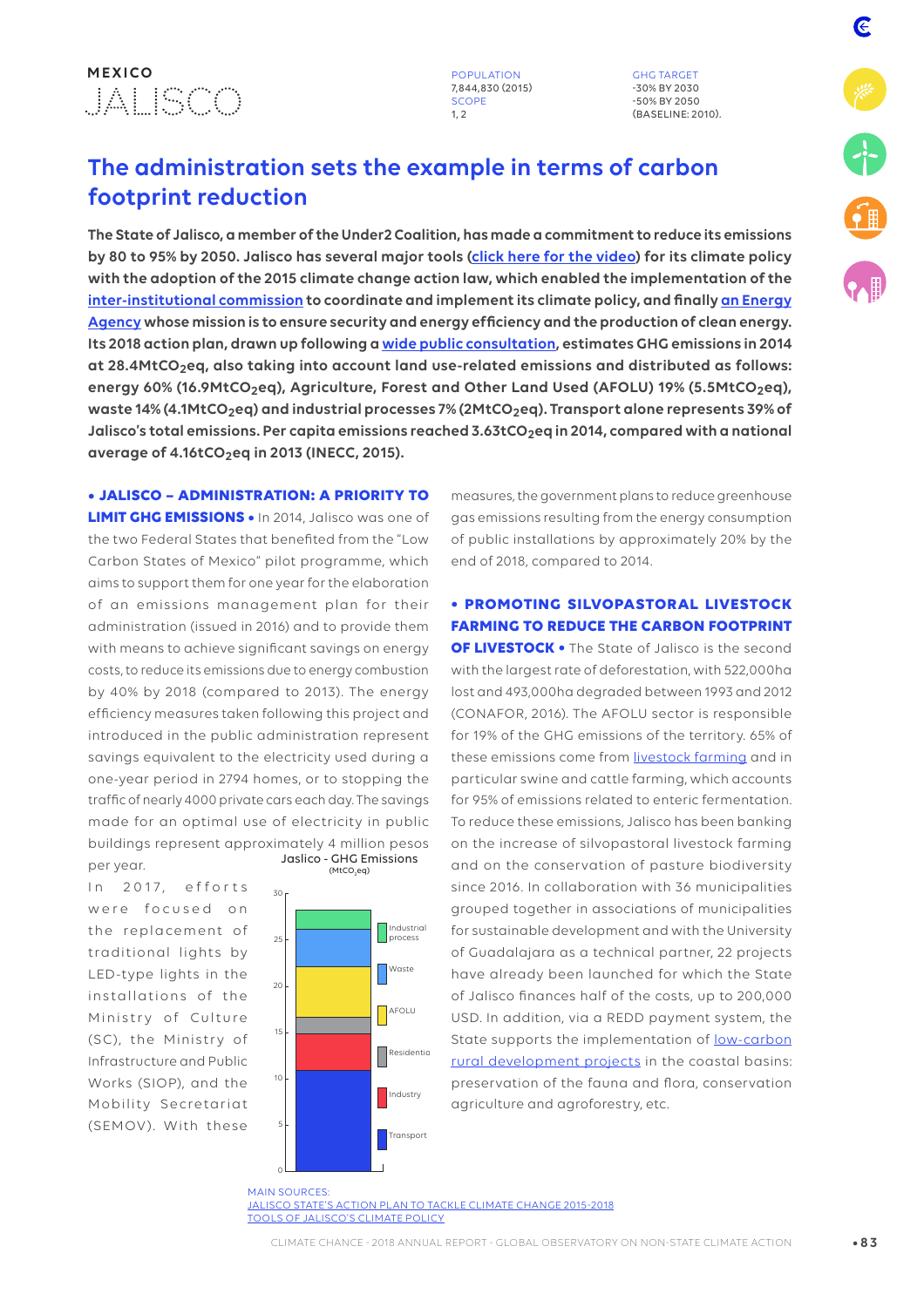MEXICO

# JALISCO

POPULATION
7,844,830 (2015)
SCOPE
1, 2

GHG TARGET
-30% BY 2030
-50% BY 2050
(BASELINE: 2010).

## The administration sets the example in terms of carbon footprint reduction

**The State of Jalisco, a member of the Under2 Coalition, has made a commitment to reduce its emissions by 80 to 95% by 2050. Jalisco has several major tools (click here for the video) for its climate policy with the adoption of the 2015 climate change action law, which enabled the implementation of the inter-institutional commission to coordinate and implement its climate policy, and finally an Energy Agency whose mission is to ensure security and energy efficiency and the production of clean energy. Its 2018 action plan, drawn up following a wide public consultation, estimates GHG emissions in 2014 at 28.4Mt$CO_2$eq, also taking into account land use-related emissions and distributed as follows: energy 60% (16.9Mt$CO_2$eq), Agriculture, Forest and Other Land Used (AFOLU) 19% (5.5Mt$CO_2$eq), waste 14% (4.1Mt$CO_2$eq) and industrial processes 7% (2Mt$CO_2$eq). Transport alone represents 39% of Jalisco's total emissions. Per capita emissions reached 3.63t$CO_2$eq in 2014, compared with a national average of 4.16t$CO_2$eq in 2013 (INECC, 2015).**

**• JALISCO – ADMINISTRATION: A PRIORITY TO LIMIT GHG EMISSIONS •** In 2014, Jalisco was one of the two Federal States that benefited from the "Low Carbon States of Mexico" pilot programme, which aims to support them for one year for the elaboration of an emissions management plan for their administration (issued in 2016) and to provide them with means to achieve significant savings on energy costs, to reduce its emissions due to energy combustion by 40% by 2018 (compared to 2013). The energy efficiency measures taken following this project and introduced in the public administration represent savings equivalent to the electricity used during a one-year period in 2794 homes, or to stopping the traffic of nearly 4000 private cars each day. The savings made for an optimal use of electricity in public buildings represent approximately 4 million pesos per year.

In 2017, efforts were focused on the replacement of traditional lights by LED-type lights in the installations of the Ministry of Culture (SC), the Ministry of Infrastructure and Public Works (SIOP), and the Mobility Secretariat (SEMOV). With these measures, the government plans to reduce greenhouse gas emissions resulting from the energy consumption of public installations by approximately 20% by the end of 2018, compared to 2014.

Jaslico - GHG Emissions
(Mt$CO_2$eq)

**• PROMOTING SILVOPASTORAL LIVESTOCK FARMING TO REDUCE THE CARBON FOOTPRINT OF LIVESTOCK •** The State of Jalisco is the second with the largest rate of deforestation, with 522,000ha lost and 493,000ha degraded between 1993 and 2012 (CONAFOR, 2016). The AFOLU sector is responsible for 19% of the GHG emissions of the territory. 65% of these emissions come from livestock farming and in particular swine and cattle farming, which accounts for 95% of emissions related to enteric fermentation. To reduce these emissions, Jalisco has been banking on the increase of silvopastoral livestock farming and on the conservation of pasture biodiversity since 2016. In collaboration with 36 municipalities grouped together in associations of municipalities for sustainable development and with the University of Guadalajara as a technical partner, 22 projects have already been launched for which the State of Jalisco finances half of the costs, up to 200,000 USD. In addition, via a REDD payment system, the State supports the implementation of low-carbon rural development projects in the coastal basins: preservation of the fauna and flora, conservation agriculture and agroforestry, etc.

MAIN SOURCES:
JALISCO STATE'S ACTION PLAN TO TACKLE CLIMATE CHANGE 2015-2018
TOOLS OF JALISCO'S CLIMATE POLICY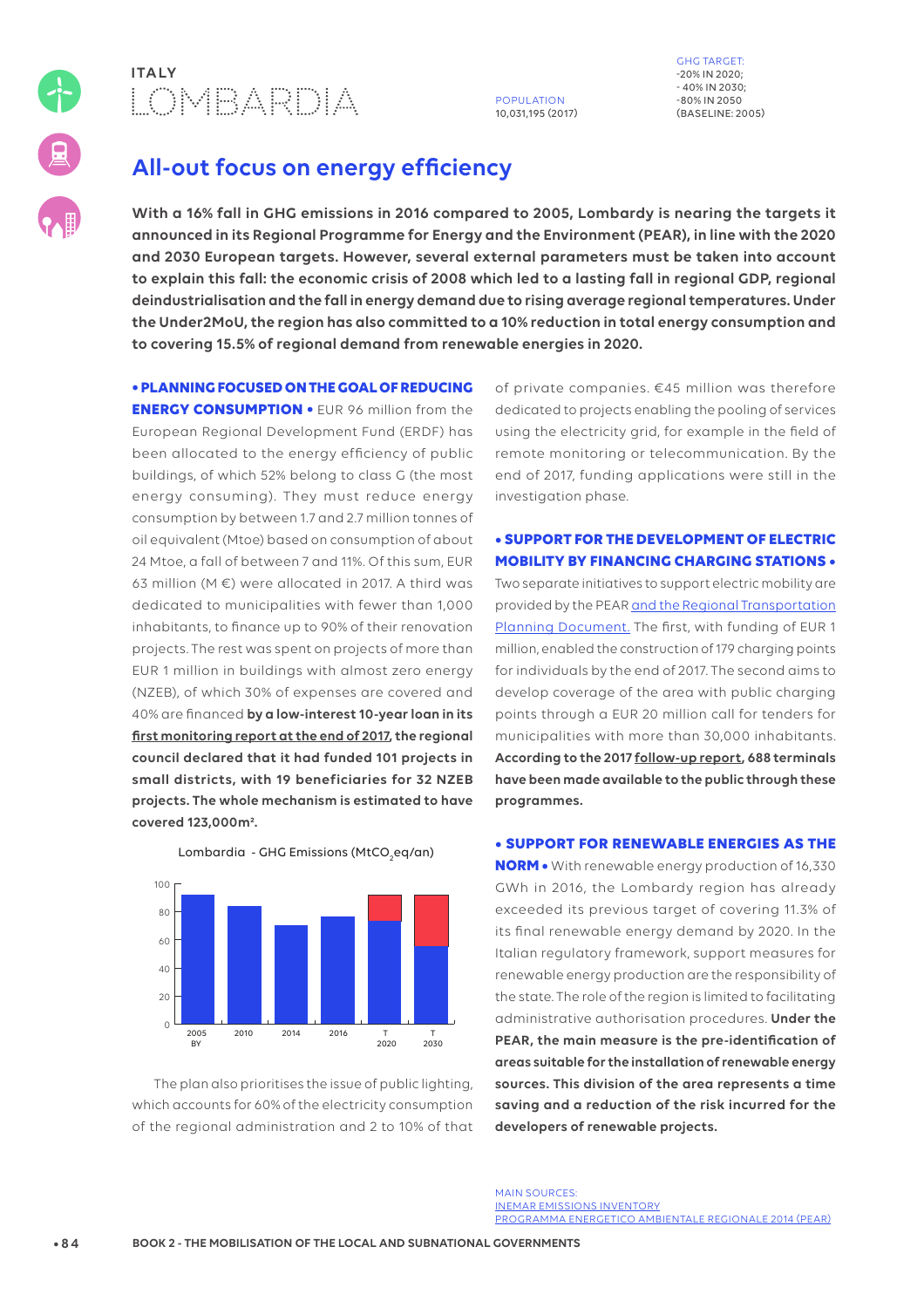ITALY

# LOMBARDIA

POPULATION
10,031,195 (2017)

GHG TARGET:
-20% IN 2020;
- 40% IN 2030;
-80% IN 2050
(BASELINE: 2005)

## All-out focus on energy efficiency

**With a 16% fall in GHG emissions in 2016 compared to 2005, Lombardy is nearing the targets it announced in its Regional Programme for Energy and the Environment (PEAR), in line with the 2020 and 2030 European targets. However, several external parameters must be taken into account to explain this fall: the economic crisis of 2008 which led to a lasting fall in regional GDP, regional deindustrialisation and the fall in energy demand due to rising average regional temperatures. Under the Under2MoU, the region has also committed to a 10% reduction in total energy consumption and to covering 15.5% of regional demand from renewable energies in 2020.**

**• PLANNING FOCUSED ON THE GOAL OF REDUCING ENERGY CONSUMPTION •** EUR 96 million from the European Regional Development Fund (ERDF) has been allocated to the energy efficiency of public buildings, of which 52% belong to class G (the most energy consuming). They must reduce energy consumption by between 1.7 and 2.7 million tonnes of oil equivalent (Mtoe) based on consumption of about 24 Mtoe, a fall of between 7 and 11%. Of this sum, EUR 63 million (M €) were allocated in 2017. A third was dedicated to municipalities with fewer than 1,000 inhabitants, to finance up to 90% of their renovation projects. The rest was spent on projects of more than EUR 1 million in buildings with almost zero energy (NZEB), of which 30% of expenses are covered and 40% are financed **by a low-interest 10-year loan in its first monitoring report at the end of 2017, the regional council declared that it had funded 101 projects in small districts, with 19 beneficiaries for 32 NZEB projects. The whole mechanism is estimated to have covered 123,000m².**

Lombardia - GHG Emissions ($MtCO_2eq/an$)

| Year | 2005 BY | 2010 | 2014 | 2016 | T 2020 | T 2030 |
|---|---|---|---|---|---|---|
| Emissions (approx.) | ~92 | ~85 | ~71 | ~77 | ~74 (target gap to ~92) | ~55 (target gap to ~92) |

The plan also prioritises the issue of public lighting, which accounts for 60% of the electricity consumption of the regional administration and 2 to 10% of that of private companies. €45 million was therefore dedicated to projects enabling the pooling of services using the electricity grid, for example in the field of remote monitoring or telecommunication. By the end of 2017, funding applications were still in the investigation phase.

**• SUPPORT FOR THE DEVELOPMENT OF ELECTRIC MOBILITY BY FINANCING CHARGING STATIONS •** Two separate initiatives to support electric mobility are provided by the PEAR and the Regional Transportation Planning Document. The first, with funding of EUR 1 million, enabled the construction of 179 charging points for individuals by the end of 2017. The second aims to develop coverage of the area with public charging points through a EUR 20 million call for tenders for municipalities with more than 30,000 inhabitants. **According to the 2017 follow-up report, 688 terminals have been made available to the public through these programmes.**

**• SUPPORT FOR RENEWABLE ENERGIES AS THE NORM •** With renewable energy production of 16,330 GWh in 2016, the Lombardy region has already exceeded its previous target of covering 11.3% of its final renewable energy demand by 2020. In the Italian regulatory framework, support measures for renewable energy production are the responsibility of the state. The role of the region is limited to facilitating administrative authorisation procedures. **Under the PEAR, the main measure is the pre-identification of areas suitable for the installation of renewable energy sources. This division of the area represents a time saving and a reduction of the risk incurred for the developers of renewable projects.**

MAIN SOURCES:
INEMAR EMISSIONS INVENTORY
PROGRAMMA ENERGETICO AMBIENTALE REGIONALE 2014 (PEAR)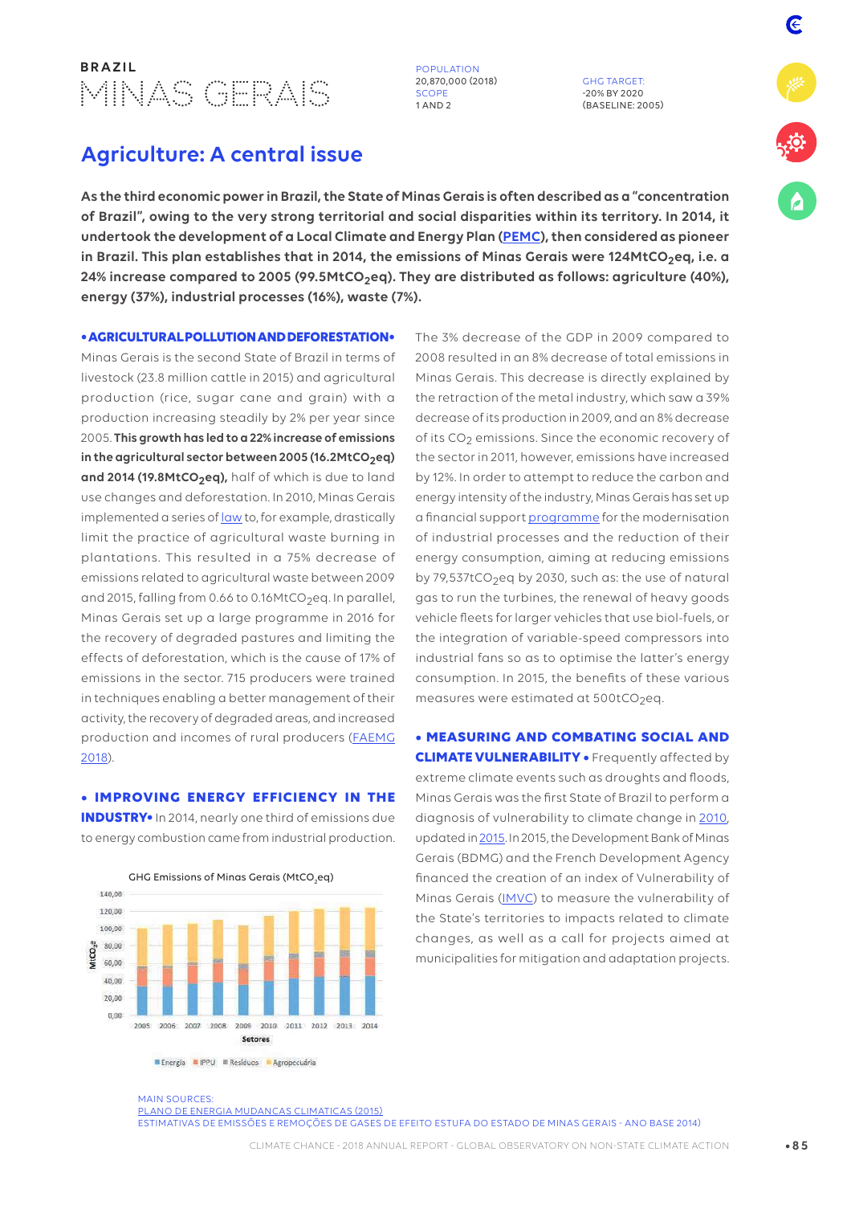BRAZIL

# MINAS GERAIS

POPULATION
20,870,000 (2018)

SCOPE
1 AND 2

GHG TARGET:
-20% BY 2020
(BASELINE: 2005)

## Agriculture: A central issue

**As the third economic power in Brazil, the State of Minas Gerais is often described as a "concentration of Brazil", owing to the very strong territorial and social disparities within its territory. In 2014, it undertook the development of a Local Climate and Energy Plan (PEMC), then considered as pioneer in Brazil. This plan establishes that in 2014, the emissions of Minas Gerais were 124Mt$CO_2$eq, i.e. a 24% increase compared to 2005 (99.5Mt$CO_2$eq). They are distributed as follows: agriculture (40%), energy (37%), industrial processes (16%), waste (7%).**

**• AGRICULTURAL POLLUTION AND DEFORESTATION•** Minas Gerais is the second State of Brazil in terms of livestock (23.8 million cattle in 2015) and agricultural production (rice, sugar cane and grain) with a production increasing steadily by 2% per year since 2005. **This growth has led to a 22% increase of emissions in the agricultural sector between 2005 (16.2Mt$CO_2$eq) and 2014 (19.8Mt$CO_2$eq),** half of which is due to land use changes and deforestation. In 2010, Minas Gerais implemented a series of law to, for example, drastically limit the practice of agricultural waste burning in plantations. This resulted in a 75% decrease of emissions related to agricultural waste between 2009 and 2015, falling from 0.66 to 0.16Mt$CO_2$eq. In parallel, Minas Gerais set up a large programme in 2016 for the recovery of degraded pastures and limiting the effects of deforestation, which is the cause of 17% of emissions in the sector. 715 producers were trained in techniques enabling a better management of their activity, the recovery of degraded areas, and increased production and incomes of rural producers (FAEMG 2018).

**• IMPROVING ENERGY EFFICIENCY IN THE INDUSTRY•** In 2014, nearly one third of emissions due to energy combustion came from industrial production.

GHG Emissions of Minas Gerais (Mt$CO_2$eq)

The 3% decrease of the GDP in 2009 compared to 2008 resulted in an 8% decrease of total emissions in Minas Gerais. This decrease is directly explained by the retraction of the metal industry, which saw a 39% decrease of its production in 2009, and an 8% decrease of its $CO_2$ emissions. Since the economic recovery of the sector in 2011, however, emissions have increased by 12%. In order to attempt to reduce the carbon and energy intensity of the industry, Minas Gerais has set up a financial support programme for the modernisation of industrial processes and the reduction of their energy consumption, aiming at reducing emissions by 79,537t$CO_2$eq by 2030, such as: the use of natural gas to run the turbines, the renewal of heavy goods vehicle fleets for larger vehicles that use biol-fuels, or the integration of variable-speed compressors into industrial fans so as to optimise the latter's energy consumption. In 2015, the benefits of these various measures were estimated at 500t$CO_2$eq.

**• MEASURING AND COMBATING SOCIAL AND CLIMATE VULNERABILITY •** Frequently affected by extreme climate events such as droughts and floods, Minas Gerais was the first State of Brazil to perform a diagnosis of vulnerability to climate change in 2010, updated in 2015. In 2015, the Development Bank of Minas Gerais (BDMG) and the French Development Agency financed the creation of an index of Vulnerability of Minas Gerais (IMVC) to measure the vulnerability of the State's territories to impacts related to climate changes, as well as a call for projects aimed at municipalities for mitigation and adaptation projects.

MAIN SOURCES:
PLANO DE ENERGIA MUDANCAS CLIMATICAS (2015)
ESTIMATIVAS DE EMISSÕES E REMOÇÕES DE GASES DE EFEITO ESTUFA DO ESTADO DE MINAS GERAIS - ANO BASE 2014)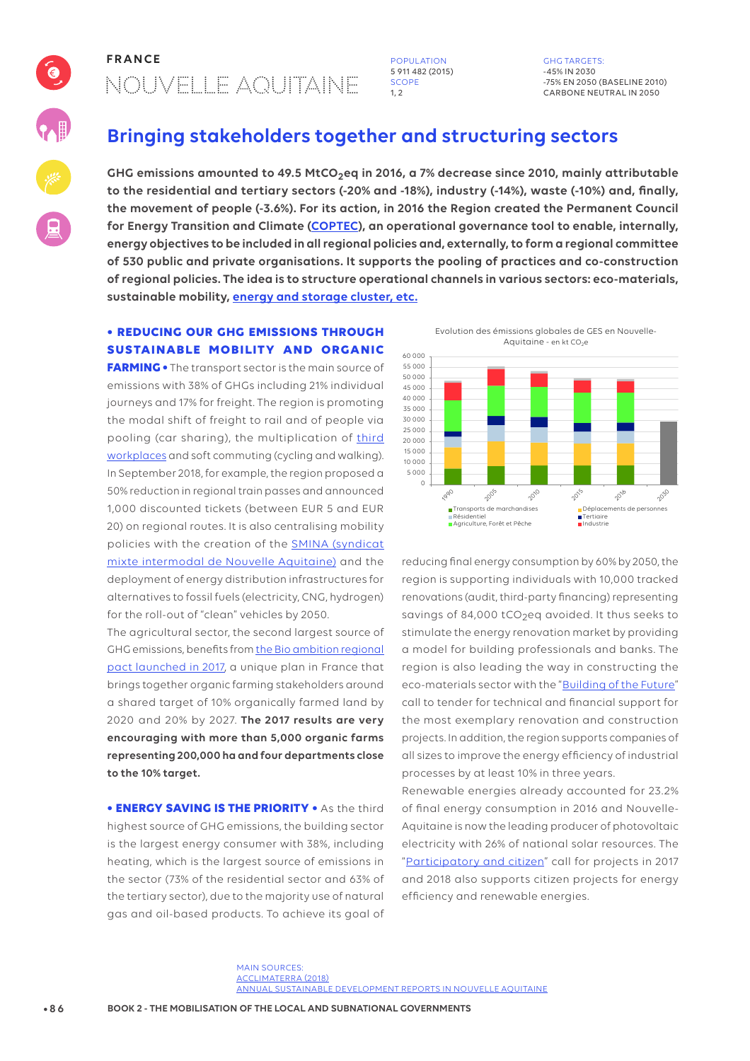FRANCE

# NOUVELLE AQUITAINE

POPULATION
5 911 482 (2015)
SCOPE
1, 2

GHG TARGETS:
-45% IN 2030
-75% EN 2050 (BASELINE 2010)
CARBONE NEUTRAL IN 2050

## Bringing stakeholders together and structuring sectors

**GHG emissions amounted to 49.5 $MtCO_2eq$ in 2016, a 7% decrease since 2010, mainly attributable to the residential and tertiary sectors (-20% and -18%), industry (-14%), waste (-10%) and, finally, the movement of people (-3.6%). For its action, in 2016 the Region created the Permanent Council for Energy Transition and Climate (COPTEC), an operational governance tool to enable, internally, energy objectives to be included in all regional policies and, externally, to form a regional committee of 530 public and private organisations. It supports the pooling of practices and co-construction of regional policies. The idea is to structure operational channels in various sectors: eco-materials, sustainable mobility, energy and storage cluster, etc.**

**• REDUCING OUR GHG EMISSIONS THROUGH SUSTAINABLE MOBILITY AND ORGANIC FARMING •** The transport sector is the main source of emissions with 38% of GHGs including 21% individual journeys and 17% for freight. The region is promoting the modal shift of freight to rail and of people via pooling (car sharing), the multiplication of third workplaces and soft commuting (cycling and walking). In September 2018, for example, the region proposed a 50% reduction in regional train passes and announced 1,000 discounted tickets (between EUR 5 and EUR 20) on regional routes. It is also centralising mobility policies with the creation of the SMINA (syndicat mixte intermodal de Nouvelle Aquitaine) and the deployment of energy distribution infrastructures for alternatives to fossil fuels (electricity, CNG, hydrogen) for the roll-out of "clean" vehicles by 2050.

The agricultural sector, the second largest source of GHG emissions, benefits from the Bio ambition regional pact launched in 2017, a unique plan in France that brings together organic farming stakeholders around a shared target of 10% organically farmed land by 2020 and 20% by 2027. **The 2017 results are very encouraging with more than 5,000 organic farms representing 200,000 ha and four departments close to the 10% target.**

Evolution des émissions globales de GES en Nouvelle-Aquitaine - en kt $CO_2e$

Légende : Transports de marchandises ; Déplacements de personnes ; Résidentiel ; Tertiaire ; Agriculture, Forêt et Pêche ; Industrie

**• ENERGY SAVING IS THE PRIORITY •** As the third highest source of GHG emissions, the building sector is the largest energy consumer with 38%, including heating, which is the largest source of emissions in the sector (73% of the residential sector and 63% of the tertiary sector), due to the majority use of natural gas and oil-based products. To achieve its goal of reducing final energy consumption by 60% by 2050, the region is supporting individuals with 10,000 tracked renovations (audit, third-party financing) representing savings of 84,000 $tCO_2eq$ avoided. It thus seeks to stimulate the energy renovation market by providing a model for building professionals and banks. The region is also leading the way in constructing the eco-materials sector with the "Building of the Future" call to tender for technical and financial support for the most exemplary renovation and construction projects. In addition, the region supports companies of all sizes to improve the energy efficiency of industrial processes by at least 10% in three years.

Renewable energies already accounted for 23.2% of final energy consumption in 2016 and Nouvelle-Aquitaine is now the leading producer of photovoltaic electricity with 26% of national solar resources. The "Participatory and citizen" call for projects in 2017 and 2018 also supports citizen projects for energy efficiency and renewable energies.

MAIN SOURCES:
ACCLIMATERRA (2018)
ANNUAL SUSTAINABLE DEVELOPMENT REPORTS IN NOUVELLE AQUITAINE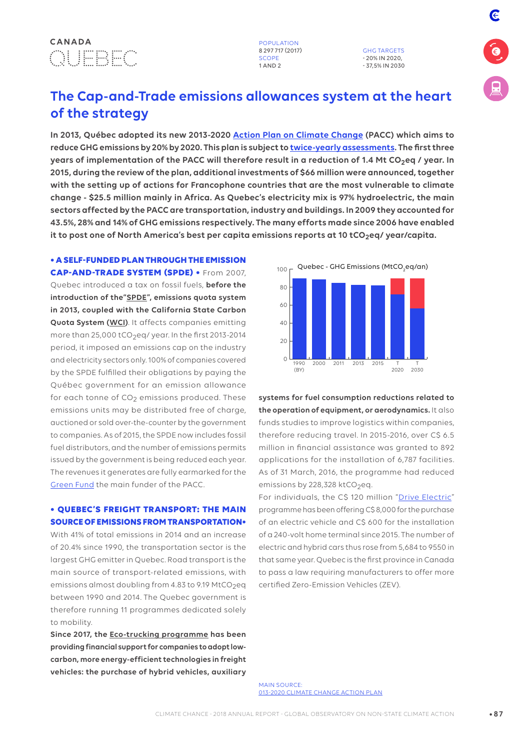CANADA

QUEBEC

POPULATION
8 297 717 (2017)
SCOPE
1 AND 2

GHG TARGETS
- 20% IN 2020,
- 37,5% IN 2030

# The Cap-and-Trade emissions allowances system at the heart of the strategy

**In 2013, Québec adopted its new 2013-2020 Action Plan on Climate Change (PACC) which aims to reduce GHG emissions by 20% by 2020. This plan is subject to twice-yearly assessments. The first three years of implementation of the PACC will therefore result in a reduction of 1.4 Mt $CO_2$eq / year. In 2015, during the review of the plan, additional investments of \$66 million were announced, together with the setting up of actions for Francophone countries that are the most vulnerable to climate change - \$25.5 million mainly in Africa. As Quebec's electricity mix is 97% hydroelectric, the main sectors affected by the PACC are transportation, industry and buildings. In 2009 they accounted for 43.5%, 28% and 14% of GHG emissions respectively. The many efforts made since 2006 have enabled it to post one of North America's best per capita emissions reports at 10 t$CO_2$eq/ year/capita.**

**• A SELF-FUNDED PLAN THROUGH THE EMISSION CAP-AND-TRADE SYSTEM (SPDE) •** From 2007, Quebec introduced a tax on fossil fuels, **before the introduction of the"SPDE", emissions quota system in 2013, coupled with the California State Carbon Quota System (WCI)**. It affects companies emitting more than 25,000 t$CO_2$eq/ year. In the first 2013-2014 period, it imposed an emissions cap on the industry and electricity sectors only. 100% of companies covered by the SPDE fulfilled their obligations by paying the Québec government for an emission allowance for each tonne of $CO_2$ emissions produced. These emissions units may be distributed free of charge, auctioned or sold over-the-counter by the government to companies. As of 2015, the SPDE now includes fossil fuel distributors, and the number of emissions permits issued by the government is being reduced each year. The revenues it generates are fully earmarked for the Green Fund the main funder of the PACC.

**• QUEBEC'S FREIGHT TRANSPORT: THE MAIN SOURCE OF EMISSIONS FROM TRANSPORTATION•**

With 41% of total emissions in 2014 and an increase of 20.4% since 1990, the transportation sector is the largest GHG emitter in Quebec. Road transport is the main source of transport-related emissions, with emissions almost doubling from 4.83 to 9.19 Mt$CO_2$eq between 1990 and 2014. The Quebec government is therefore running 11 programmes dedicated solely to mobility.

**Since 2017, the Eco-trucking programme has been providing financial support for companies to adopt low-carbon, more energy-efficient technologies in freight vehicles: the purchase of hybrid vehicles, auxiliary systems for fuel consumption reductions related to the operation of equipment, or aerodynamics.** It also funds studies to improve logistics within companies, therefore reducing travel. In 2015-2016, over C\$ 6.5 million in financial assistance was granted to 892 applications for the installation of 6,787 facilities. As of 31 March, 2016, the programme had reduced emissions by 228,328 kt$CO_2$eq.

For individuals, the C\$ 120 million "Drive Electric" programme has been offering C\$ 8,000 for the purchase of an electric vehicle and C\$ 600 for the installation of a 240-volt home terminal since 2015. The number of electric and hybrid cars thus rose from 5,684 to 9550 in that same year. Quebec is the first province in Canada to pass a law requiring manufacturers to offer more certified Zero-Emission Vehicles (ZEV).

Quebec - GHG Emissions (Mt$CO_2$eq/an)

100
80
60
40
20
0

1990 (BY)
2000
2011
2013
2015
T 2020
T 2030

MAIN SOURCE:
013-2020 CLIMATE CHANGE ACTION PLAN